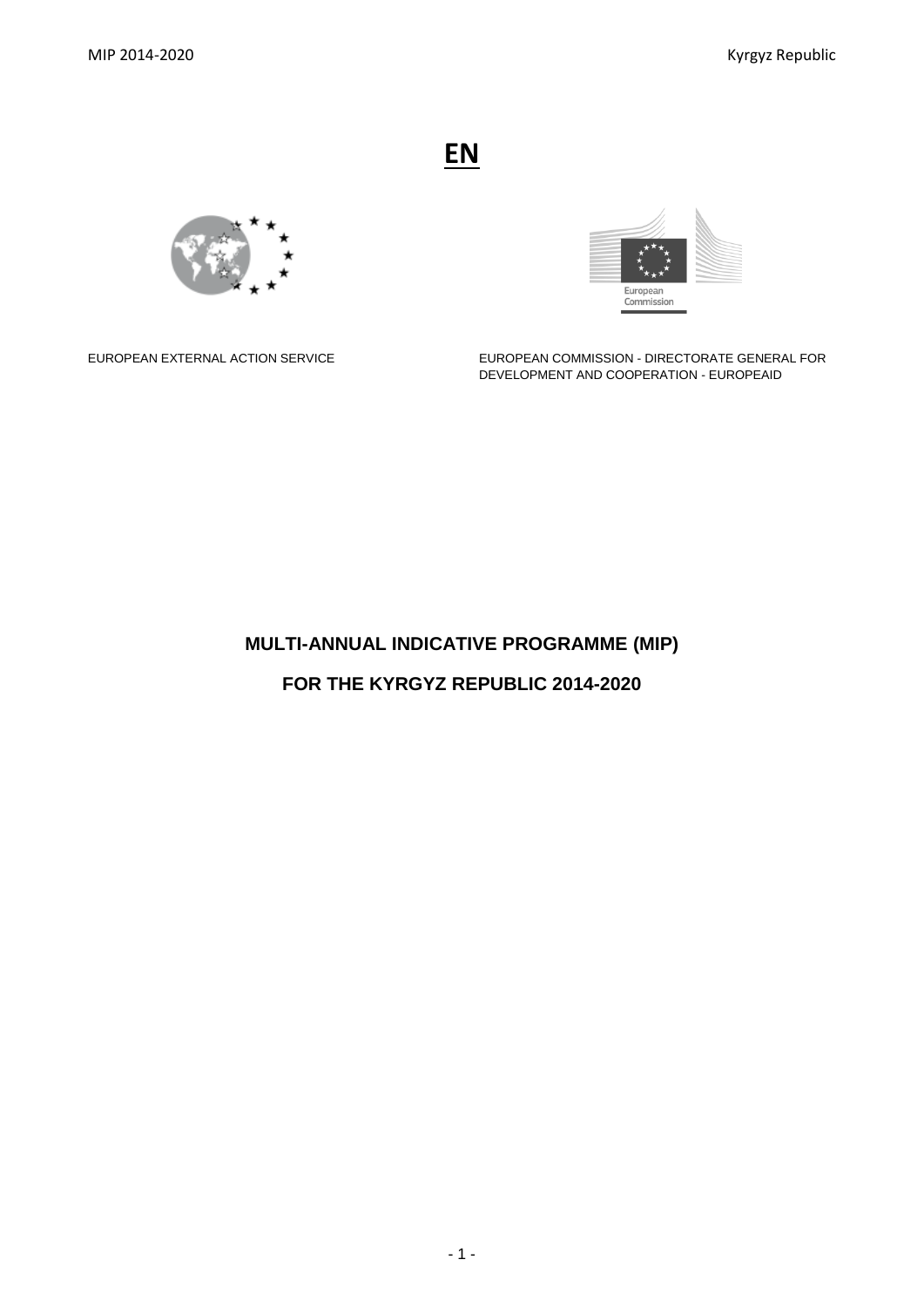**EN**

EUROPEAN EXTERNAL ACTION SERVICE

EUROPEAN COMMISSION - DIRECTORATE GENERAL FOR DEVELOPMENT AND COOPERATION - EUROPEAID

# MULTI-ANNUAL INDICATIVE PROGRAMME (MIP)

# FOR THE KYRGYZ REPUBLIC 2014-2020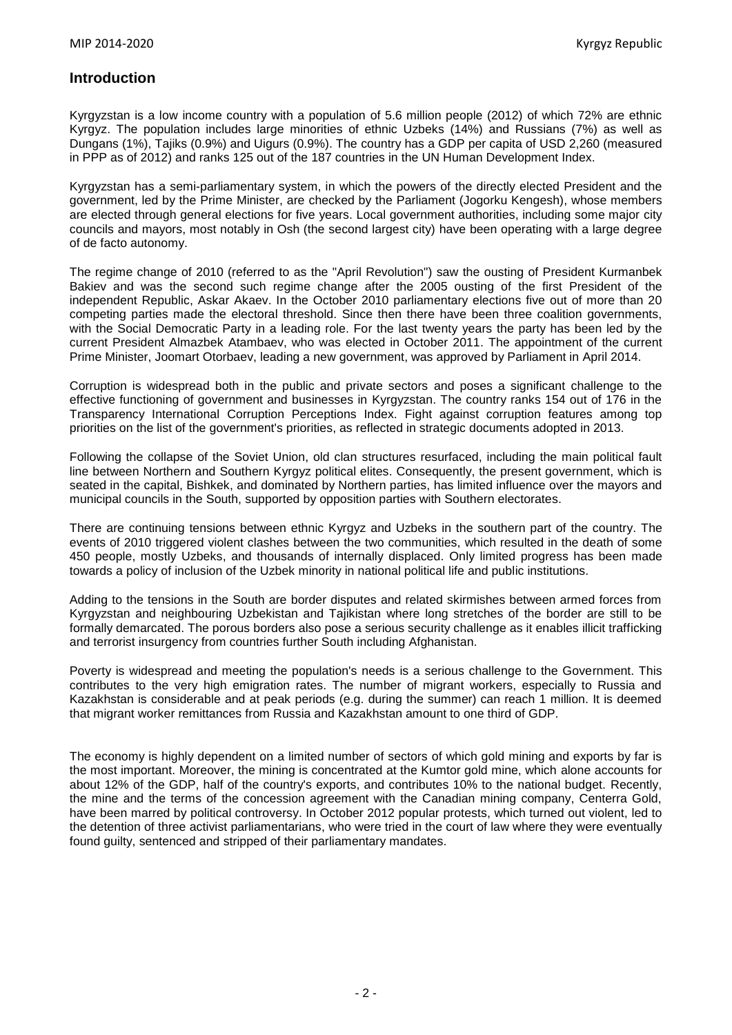## Introduction

Kyrgyzstan is a low income country with a population of 5.6 million people (2012) of which 72% are ethnic Kyrgyz. The population includes large minorities of ethnic Uzbeks (14%) and Russians (7%) as well as Dungans (1%), Tajiks (0.9%) and Uigurs (0.9%). The country has a GDP per capita of USD 2,260 (measured in PPP as of 2012) and ranks 125 out of the 187 countries in the UN Human Development Index.

Kyrgyzstan has a semi-parliamentary system, in which the powers of the directly elected President and the government, led by the Prime Minister, are checked by the Parliament (Jogorku Kengesh), whose members are elected through general elections for five years. Local government authorities, including some major city councils and mayors, most notably in Osh (the second largest city) have been operating with a large degree of de facto autonomy.

The regime change of 2010 (referred to as the "April Revolution") saw the ousting of President Kurmanbek Bakiev and was the second such regime change after the 2005 ousting of the first President of the independent Republic, Askar Akaev. In the October 2010 parliamentary elections five out of more than 20 competing parties made the electoral threshold. Since then there have been three coalition governments, with the Social Democratic Party in a leading role. For the last twenty years the party has been led by the current President Almazbek Atambaev, who was elected in October 2011. The appointment of the current Prime Minister, Joomart Otorbaev, leading a new government, was approved by Parliament in April 2014.

Corruption is widespread both in the public and private sectors and poses a significant challenge to the effective functioning of government and businesses in Kyrgyzstan. The country ranks 154 out of 176 in the Transparency International Corruption Perceptions Index. Fight against corruption features among top priorities on the list of the government's priorities, as reflected in strategic documents adopted in 2013.

Following the collapse of the Soviet Union, old clan structures resurfaced, including the main political fault line between Northern and Southern Kyrgyz political elites. Consequently, the present government, which is seated in the capital, Bishkek, and dominated by Northern parties, has limited influence over the mayors and municipal councils in the South, supported by opposition parties with Southern electorates.

There are continuing tensions between ethnic Kyrgyz and Uzbeks in the southern part of the country. The events of 2010 triggered violent clashes between the two communities, which resulted in the death of some 450 people, mostly Uzbeks, and thousands of internally displaced. Only limited progress has been made towards a policy of inclusion of the Uzbek minority in national political life and public institutions.

Adding to the tensions in the South are border disputes and related skirmishes between armed forces from Kyrgyzstan and neighbouring Uzbekistan and Tajikistan where long stretches of the border are still to be formally demarcated. The porous borders also pose a serious security challenge as it enables illicit trafficking and terrorist insurgency from countries further South including Afghanistan.

Poverty is widespread and meeting the population's needs is a serious challenge to the Government. This contributes to the very high emigration rates. The number of migrant workers, especially to Russia and Kazakhstan is considerable and at peak periods (e.g. during the summer) can reach 1 million. It is deemed that migrant worker remittances from Russia and Kazakhstan amount to one third of GDP.

The economy is highly dependent on a limited number of sectors of which gold mining and exports by far is the most important. Moreover, the mining is concentrated at the Kumtor gold mine, which alone accounts for about 12% of the GDP, half of the country's exports, and contributes 10% to the national budget. Recently, the mine and the terms of the concession agreement with the Canadian mining company, Centerra Gold, have been marred by political controversy. In October 2012 popular protests, which turned out violent, led to the detention of three activist parliamentarians, who were tried in the court of law where they were eventually found guilty, sentenced and stripped of their parliamentary mandates.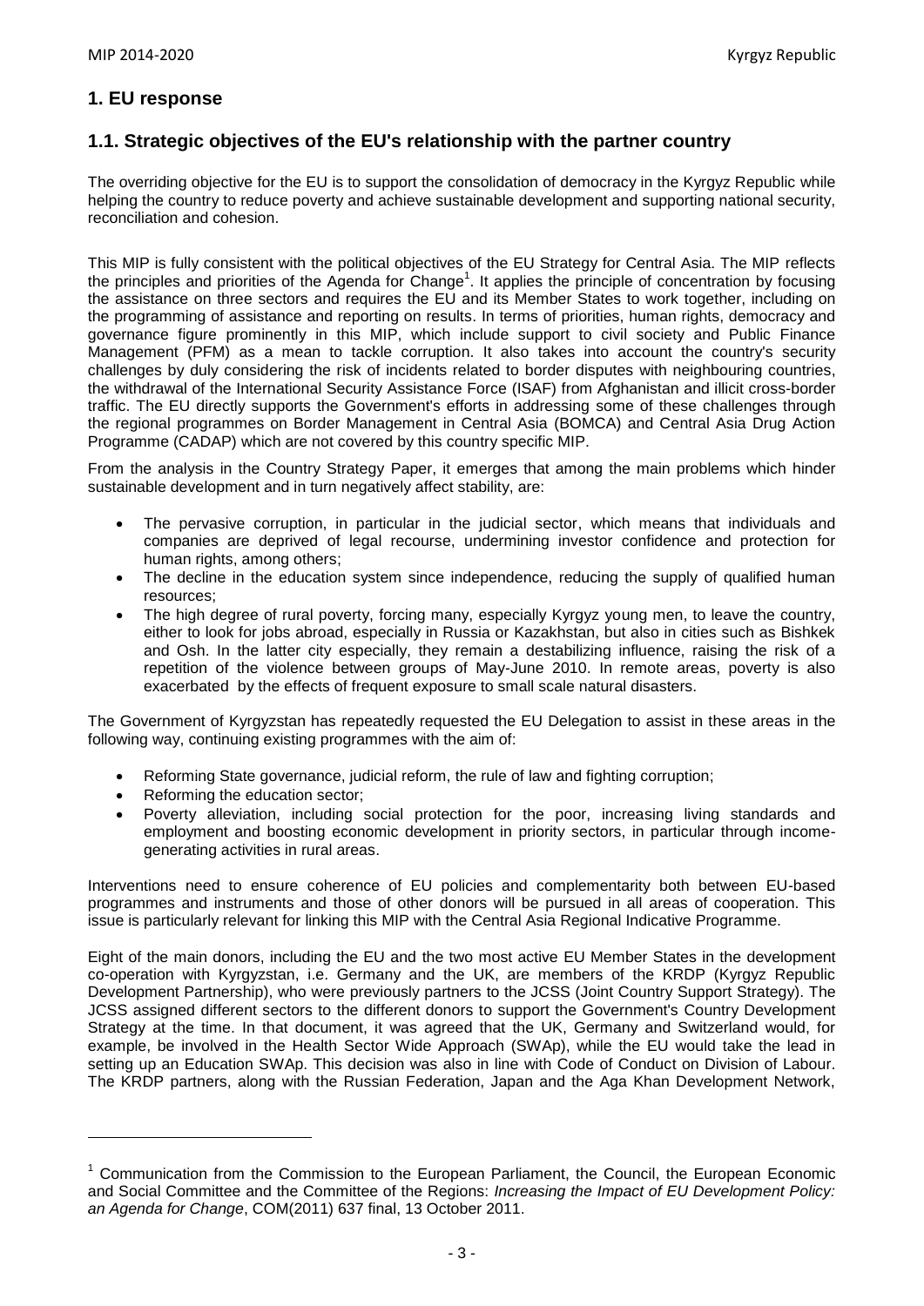# 1. EU response

## 1.1. Strategic objectives of the EU's relationship with the partner country

The overriding objective for the EU is to support the consolidation of democracy in the Kyrgyz Republic while helping the country to reduce poverty and achieve sustainable development and supporting national security, reconciliation and cohesion.

This MIP is fully consistent with the political objectives of the EU Strategy for Central Asia. The MIP reflects the principles and priorities of the Agenda for Change[1]. It applies the principle of concentration by focusing the assistance on three sectors and requires the EU and its Member States to work together, including on the programming of assistance and reporting on results. In terms of priorities, human rights, democracy and governance figure prominently in this MIP, which include support to civil society and Public Finance Management (PFM) as a mean to tackle corruption. It also takes into account the country's security challenges by duly considering the risk of incidents related to border disputes with neighbouring countries, the withdrawal of the International Security Assistance Force (ISAF) from Afghanistan and illicit cross-border traffic. The EU directly supports the Government's efforts in addressing some of these challenges through the regional programmes on Border Management in Central Asia (BOMCA) and Central Asia Drug Action Programme (CADAP) which are not covered by this country specific MIP.

From the analysis in the Country Strategy Paper, it emerges that among the main problems which hinder sustainable development and in turn negatively affect stability, are:

- The pervasive corruption, in particular in the judicial sector, which means that individuals and companies are deprived of legal recourse, undermining investor confidence and protection for human rights, among others;
- The decline in the education system since independence, reducing the supply of qualified human resources;
- The high degree of rural poverty, forcing many, especially Kyrgyz young men, to leave the country, either to look for jobs abroad, especially in Russia or Kazakhstan, but also in cities such as Bishkek and Osh. In the latter city especially, they remain a destabilizing influence, raising the risk of a repetition of the violence between groups of May-June 2010. In remote areas, poverty is also exacerbated by the effects of frequent exposure to small scale natural disasters.

The Government of Kyrgyzstan has repeatedly requested the EU Delegation to assist in these areas in the following way, continuing existing programmes with the aim of:

- Reforming State governance, judicial reform, the rule of law and fighting corruption;
- Reforming the education sector;
- Poverty alleviation, including social protection for the poor, increasing living standards and employment and boosting economic development in priority sectors, in particular through income-generating activities in rural areas.

Interventions need to ensure coherence of EU policies and complementarity both between EU-based programmes and instruments and those of other donors will be pursued in all areas of cooperation. This issue is particularly relevant for linking this MIP with the Central Asia Regional Indicative Programme.

Eight of the main donors, including the EU and the two most active EU Member States in the development co-operation with Kyrgyzstan, i.e. Germany and the UK, are members of the KRDP (Kyrgyz Republic Development Partnership), who were previously partners to the JCSS (Joint Country Support Strategy). The JCSS assigned different sectors to the different donors to support the Government's Country Development Strategy at the time. In that document, it was agreed that the UK, Germany and Switzerland would, for example, be involved in the Health Sector Wide Approach (SWAp), while the EU would take the lead in setting up an Education SWAp. This decision was also in line with Code of Conduct on Division of Labour. The KRDP partners, along with the Russian Federation, Japan and the Aga Khan Development Network,

[1] Communication from the Commission to the European Parliament, the Council, the European Economic and Social Committee and the Committee of the Regions: *Increasing the Impact of EU Development Policy: an Agenda for Change*, COM(2011) 637 final, 13 October 2011.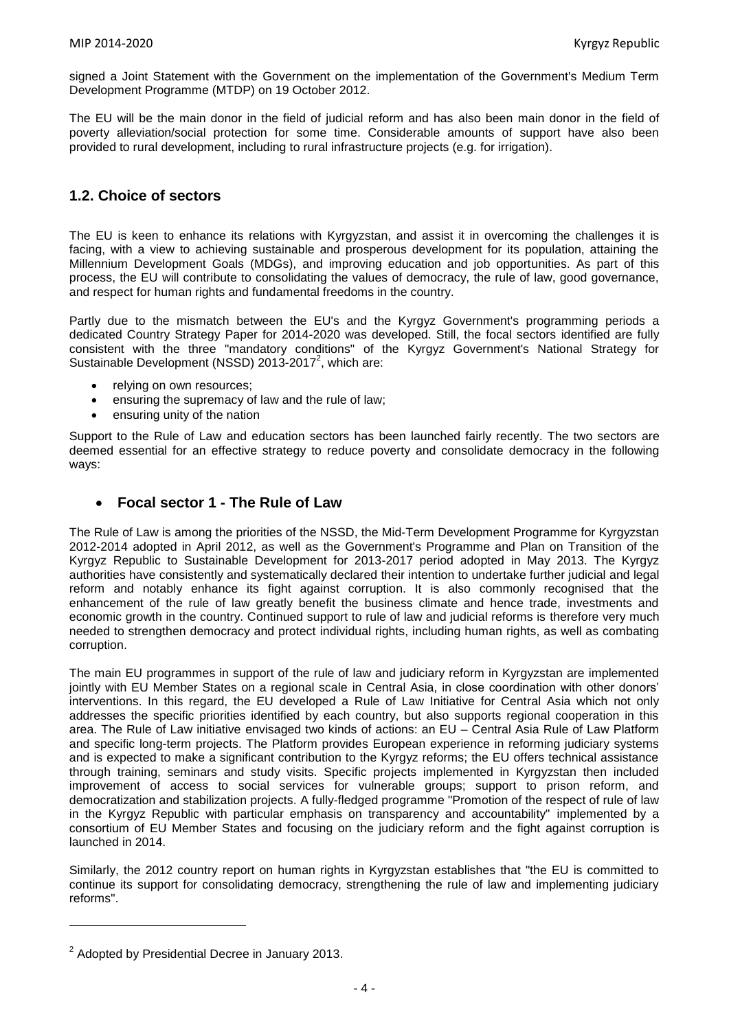signed a Joint Statement with the Government on the implementation of the Government's Medium Term Development Programme (MTDP) on 19 October 2012.

The EU will be the main donor in the field of judicial reform and has also been main donor in the field of poverty alleviation/social protection for some time. Considerable amounts of support have also been provided to rural development, including to rural infrastructure projects (e.g. for irrigation).

## 1.2. Choice of sectors

The EU is keen to enhance its relations with Kyrgyzstan, and assist it in overcoming the challenges it is facing, with a view to achieving sustainable and prosperous development for its population, attaining the Millennium Development Goals (MDGs), and improving education and job opportunities. As part of this process, the EU will contribute to consolidating the values of democracy, the rule of law, good governance, and respect for human rights and fundamental freedoms in the country.

Partly due to the mismatch between the EU's and the Kyrgyz Government's programming periods a dedicated Country Strategy Paper for 2014-2020 was developed. Still, the focal sectors identified are fully consistent with the three "mandatory conditions" of the Kyrgyz Government's National Strategy for Sustainable Development (NSSD) 2013-2017[2], which are:

- relying on own resources;
- ensuring the supremacy of law and the rule of law;
- ensuring unity of the nation

Support to the Rule of Law and education sectors has been launched fairly recently. The two sectors are deemed essential for an effective strategy to reduce poverty and consolidate democracy in the following ways:

- **Focal sector 1 - The Rule of Law**

The Rule of Law is among the priorities of the NSSD, the Mid-Term Development Programme for Kyrgyzstan 2012-2014 adopted in April 2012, as well as the Government's Programme and Plan on Transition of the Kyrgyz Republic to Sustainable Development for 2013-2017 period adopted in May 2013. The Kyrgyz authorities have consistently and systematically declared their intention to undertake further judicial and legal reform and notably enhance its fight against corruption. It is also commonly recognised that the enhancement of the rule of law greatly benefit the business climate and hence trade, investments and economic growth in the country. Continued support to rule of law and judicial reforms is therefore very much needed to strengthen democracy and protect individual rights, including human rights, as well as combating corruption.

The main EU programmes in support of the rule of law and judiciary reform in Kyrgyzstan are implemented jointly with EU Member States on a regional scale in Central Asia, in close coordination with other donors' interventions. In this regard, the EU developed a Rule of Law Initiative for Central Asia which not only addresses the specific priorities identified by each country, but also supports regional cooperation in this area. The Rule of Law initiative envisaged two kinds of actions: an EU – Central Asia Rule of Law Platform and specific long-term projects. The Platform provides European experience in reforming judiciary systems and is expected to make a significant contribution to the Kyrgyz reforms; the EU offers technical assistance through training, seminars and study visits. Specific projects implemented in Kyrgyzstan then included improvement of access to social services for vulnerable groups; support to prison reform, and democratization and stabilization projects. A fully-fledged programme "Promotion of the respect of rule of law in the Kyrgyz Republic with particular emphasis on transparency and accountability" implemented by a consortium of EU Member States and focusing on the judiciary reform and the fight against corruption is launched in 2014.

Similarly, the 2012 country report on human rights in Kyrgyzstan establishes that "the EU is committed to continue its support for consolidating democracy, strengthening the rule of law and implementing judiciary reforms".

---

[2] Adopted by Presidential Decree in January 2013.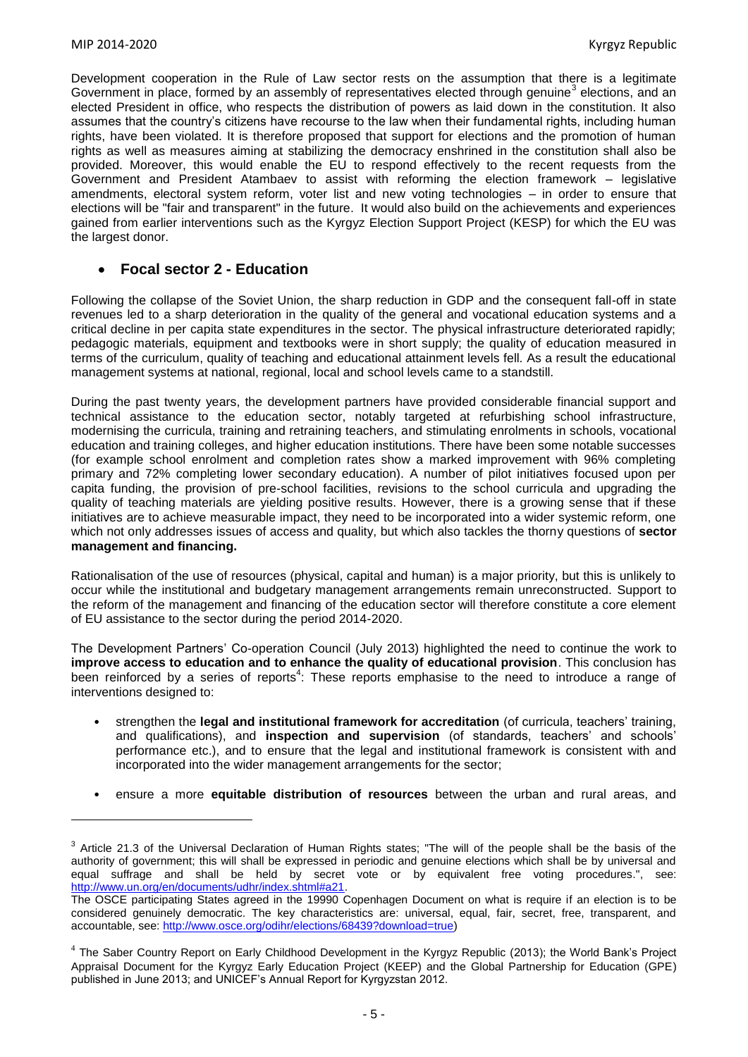Development cooperation in the Rule of Law sector rests on the assumption that there is a legitimate Government in place, formed by an assembly of representatives elected through genuine[3] elections, and an elected President in office, who respects the distribution of powers as laid down in the constitution. It also assumes that the country's citizens have recourse to the law when their fundamental rights, including human rights, have been violated. It is therefore proposed that support for elections and the promotion of human rights as well as measures aiming at stabilizing the democracy enshrined in the constitution shall also be provided. Moreover, this would enable the EU to respond effectively to the recent requests from the Government and President Atambaev to assist with reforming the election framework – legislative amendments, electoral system reform, voter list and new voting technologies – in order to ensure that elections will be "fair and transparent" in the future. It would also build on the achievements and experiences gained from earlier interventions such as the Kyrgyz Election Support Project (KESP) for which the EU was the largest donor.

- **Focal sector 2 - Education**

Following the collapse of the Soviet Union, the sharp reduction in GDP and the consequent fall-off in state revenues led to a sharp deterioration in the quality of the general and vocational education systems and a critical decline in per capita state expenditures in the sector. The physical infrastructure deteriorated rapidly; pedagogic materials, equipment and textbooks were in short supply; the quality of education measured in terms of the curriculum, quality of teaching and educational attainment levels fell. As a result the educational management systems at national, regional, local and school levels came to a standstill.

During the past twenty years, the development partners have provided considerable financial support and technical assistance to the education sector, notably targeted at refurbishing school infrastructure, modernising the curricula, training and retraining teachers, and stimulating enrolments in schools, vocational education and training colleges, and higher education institutions. There have been some notable successes (for example school enrolment and completion rates show a marked improvement with 96% completing primary and 72% completing lower secondary education). A number of pilot initiatives focused upon per capita funding, the provision of pre-school facilities, revisions to the school curricula and upgrading the quality of teaching materials are yielding positive results. However, there is a growing sense that if these initiatives are to achieve measurable impact, they need to be incorporated into a wider systemic reform, one which not only addresses issues of access and quality, but which also tackles the thorny questions of **sector management and financing.**

Rationalisation of the use of resources (physical, capital and human) is a major priority, but this is unlikely to occur while the institutional and budgetary management arrangements remain unreconstructed. Support to the reform of the management and financing of the education sector will therefore constitute a core element of EU assistance to the sector during the period 2014-2020.

The Development Partners' Co-operation Council (July 2013) highlighted the need to continue the work to **improve access to education and to enhance the quality of educational provision**. This conclusion has been reinforced by a series of reports[4]: These reports emphasise to the need to introduce a range of interventions designed to:

- strengthen the **legal and institutional framework for accreditation** (of curricula, teachers' training, and qualifications), and **inspection and supervision** (of standards, teachers' and schools' performance etc.), and to ensure that the legal and institutional framework is consistent with and incorporated into the wider management arrangements for the sector;
- ensure a more **equitable distribution of resources** between the urban and rural areas, and

---

[3] Article 21.3 of the Universal Declaration of Human Rights states; "The will of the people shall be the basis of the authority of government; this will shall be expressed in periodic and genuine elections which shall be by universal and equal suffrage and shall be held by secret vote or by equivalent free voting procedures.", see: http://www.un.org/en/documents/udhr/index.shtml#a21.
The OSCE participating States agreed in the 19990 Copenhagen Document on what is require if an election is to be considered genuinely democratic. The key characteristics are: universal, equal, fair, secret, free, transparent, and accountable, see: http://www.osce.org/odihr/elections/68439?download=true)

[4] The Saber Country Report on Early Childhood Development in the Kyrgyz Republic (2013); the World Bank's Project Appraisal Document for the Kyrgyz Early Education Project (KEEP) and the Global Partnership for Education (GPE) published in June 2013; and UNICEF's Annual Report for Kyrgyzstan 2012.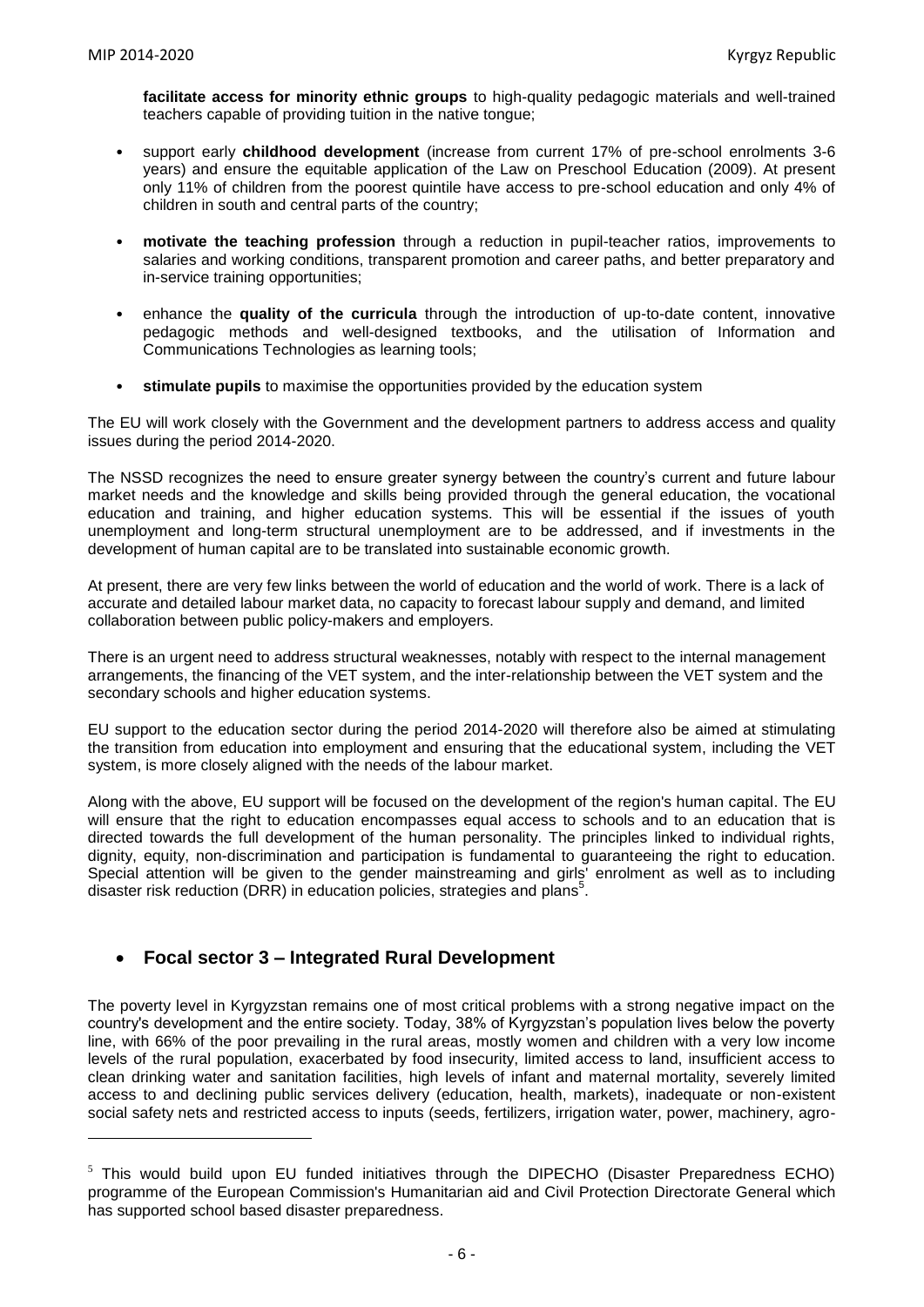**facilitate access for minority ethnic groups** to high-quality pedagogic materials and well-trained teachers capable of providing tuition in the native tongue;

- support early **childhood development** (increase from current 17% of pre-school enrolments 3-6 years) and ensure the equitable application of the Law on Preschool Education (2009). At present only 11% of children from the poorest quintile have access to pre-school education and only 4% of children in south and central parts of the country;
- **motivate the teaching profession** through a reduction in pupil-teacher ratios, improvements to salaries and working conditions, transparent promotion and career paths, and better preparatory and in-service training opportunities;
- enhance the **quality of the curricula** through the introduction of up-to-date content, innovative pedagogic methods and well-designed textbooks, and the utilisation of Information and Communications Technologies as learning tools;
- **stimulate pupils** to maximise the opportunities provided by the education system

The EU will work closely with the Government and the development partners to address access and quality issues during the period 2014-2020.

The NSSD recognizes the need to ensure greater synergy between the country's current and future labour market needs and the knowledge and skills being provided through the general education, the vocational education and training, and higher education systems. This will be essential if the issues of youth unemployment and long-term structural unemployment are to be addressed, and if investments in the development of human capital are to be translated into sustainable economic growth.

At present, there are very few links between the world of education and the world of work. There is a lack of accurate and detailed labour market data, no capacity to forecast labour supply and demand, and limited collaboration between public policy-makers and employers.

There is an urgent need to address structural weaknesses, notably with respect to the internal management arrangements, the financing of the VET system, and the inter-relationship between the VET system and the secondary schools and higher education systems.

EU support to the education sector during the period 2014-2020 will therefore also be aimed at stimulating the transition from education into employment and ensuring that the educational system, including the VET system, is more closely aligned with the needs of the labour market.

Along with the above, EU support will be focused on the development of the region's human capital. The EU will ensure that the right to education encompasses equal access to schools and to an education that is directed towards the full development of the human personality. The principles linked to individual rights, dignity, equity, non-discrimination and participation is fundamental to guaranteeing the right to education. Special attention will be given to the gender mainstreaming and girls' enrolment as well as to including disaster risk reduction (DRR) in education policies, strategies and plans[5].

## Focal sector 3 – Integrated Rural Development

The poverty level in Kyrgyzstan remains one of most critical problems with a strong negative impact on the country's development and the entire society. Today, 38% of Kyrgyzstan's population lives below the poverty line, with 66% of the poor prevailing in the rural areas, mostly women and children with a very low income levels of the rural population, exacerbated by food insecurity, limited access to land, insufficient access to clean drinking water and sanitation facilities, high levels of infant and maternal mortality, severely limited access to and declining public services delivery (education, health, markets), inadequate or non-existent social safety nets and restricted access to inputs (seeds, fertilizers, irrigation water, power, machinery, agro-

[5] This would build upon EU funded initiatives through the DIPECHO (Disaster Preparedness ECHO) programme of the European Commission's Humanitarian aid and Civil Protection Directorate General which has supported school based disaster preparedness.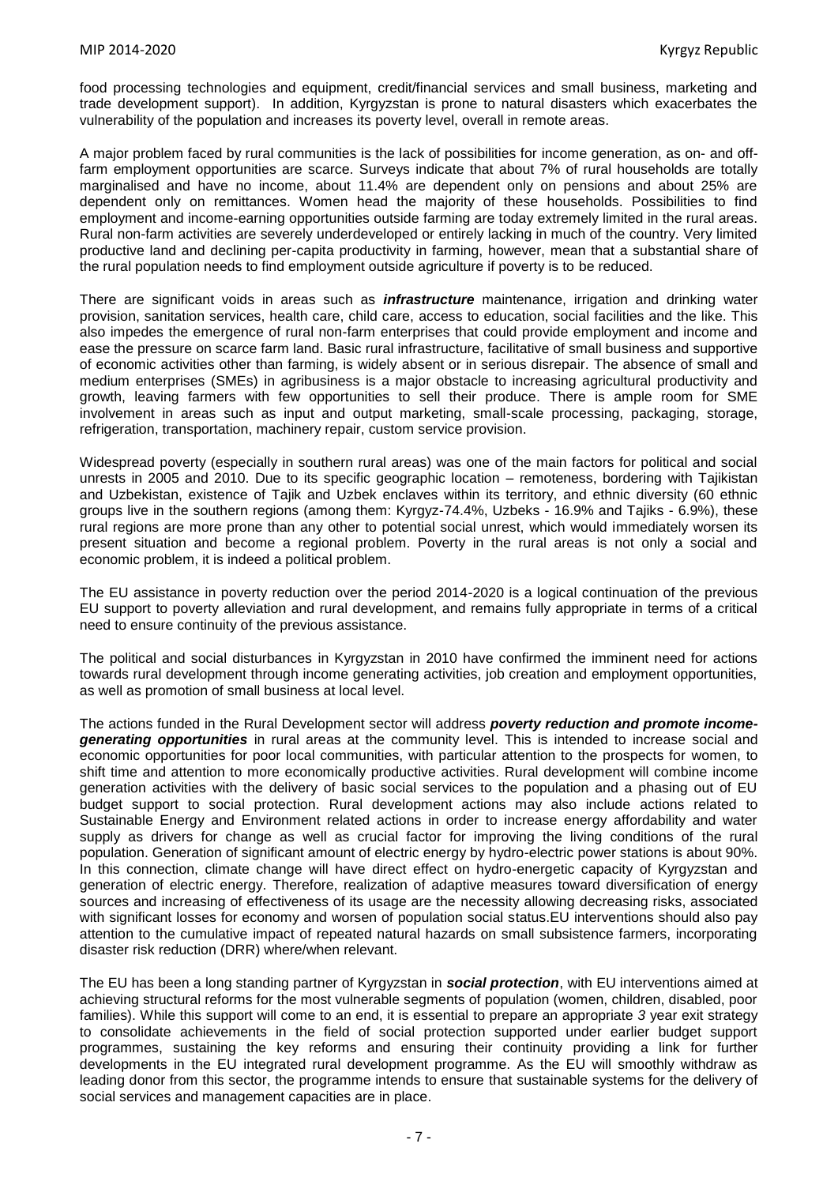food processing technologies and equipment, credit/financial services and small business, marketing and trade development support). In addition, Kyrgyzstan is prone to natural disasters which exacerbates the vulnerability of the population and increases its poverty level, overall in remote areas.

A major problem faced by rural communities is the lack of possibilities for income generation, as on- and off-farm employment opportunities are scarce. Surveys indicate that about 7% of rural households are totally marginalised and have no income, about 11.4% are dependent only on pensions and about 25% are dependent only on remittances. Women head the majority of these households. Possibilities to find employment and income-earning opportunities outside farming are today extremely limited in the rural areas. Rural non-farm activities are severely underdeveloped or entirely lacking in much of the country. Very limited productive land and declining per-capita productivity in farming, however, mean that a substantial share of the rural population needs to find employment outside agriculture if poverty is to be reduced.

There are significant voids in areas such as ***infrastructure*** maintenance, irrigation and drinking water provision, sanitation services, health care, child care, access to education, social facilities and the like. This also impedes the emergence of rural non-farm enterprises that could provide employment and income and ease the pressure on scarce farm land. Basic rural infrastructure, facilitative of small business and supportive of economic activities other than farming, is widely absent or in serious disrepair. The absence of small and medium enterprises (SMEs) in agribusiness is a major obstacle to increasing agricultural productivity and growth, leaving farmers with few opportunities to sell their produce. There is ample room for SME involvement in areas such as input and output marketing, small-scale processing, packaging, storage, refrigeration, transportation, machinery repair, custom service provision.

Widespread poverty (especially in southern rural areas) was one of the main factors for political and social unrests in 2005 and 2010. Due to its specific geographic location – remoteness, bordering with Tajikistan and Uzbekistan, existence of Tajik and Uzbek enclaves within its territory, and ethnic diversity (60 ethnic groups live in the southern regions (among them: Kyrgyz-74.4%, Uzbeks - 16.9% and Tajiks - 6.9%), these rural regions are more prone than any other to potential social unrest, which would immediately worsen its present situation and become a regional problem. Poverty in the rural areas is not only a social and economic problem, it is indeed a political problem.

The EU assistance in poverty reduction over the period 2014-2020 is a logical continuation of the previous EU support to poverty alleviation and rural development, and remains fully appropriate in terms of a critical need to ensure continuity of the previous assistance.

The political and social disturbances in Kyrgyzstan in 2010 have confirmed the imminent need for actions towards rural development through income generating activities, job creation and employment opportunities, as well as promotion of small business at local level.

The actions funded in the Rural Development sector will address ***poverty reduction and promote income-generating opportunities*** in rural areas at the community level. This is intended to increase social and economic opportunities for poor local communities, with particular attention to the prospects for women, to shift time and attention to more economically productive activities. Rural development will combine income generation activities with the delivery of basic social services to the population and a phasing out of EU budget support to social protection. Rural development actions may also include actions related to Sustainable Energy and Environment related actions in order to increase energy affordability and water supply as drivers for change as well as crucial factor for improving the living conditions of the rural population. Generation of significant amount of electric energy by hydro-electric power stations is about 90%. In this connection, climate change will have direct effect on hydro-energetic capacity of Kyrgyzstan and generation of electric energy. Therefore, realization of adaptive measures toward diversification of energy sources and increasing of effectiveness of its usage are the necessity allowing decreasing risks, associated with significant losses for economy and worsen of population social status.EU interventions should also pay attention to the cumulative impact of repeated natural hazards on small subsistence farmers, incorporating disaster risk reduction (DRR) where/when relevant.

The EU has been a long standing partner of Kyrgyzstan in ***social protection***, with EU interventions aimed at achieving structural reforms for the most vulnerable segments of population (women, children, disabled, poor families). While this support will come to an end, it is essential to prepare an appropriate *3* year exit strategy to consolidate achievements in the field of social protection supported under earlier budget support programmes, sustaining the key reforms and ensuring their continuity providing a link for further developments in the EU integrated rural development programme. As the EU will smoothly withdraw as leading donor from this sector, the programme intends to ensure that sustainable systems for the delivery of social services and management capacities are in place.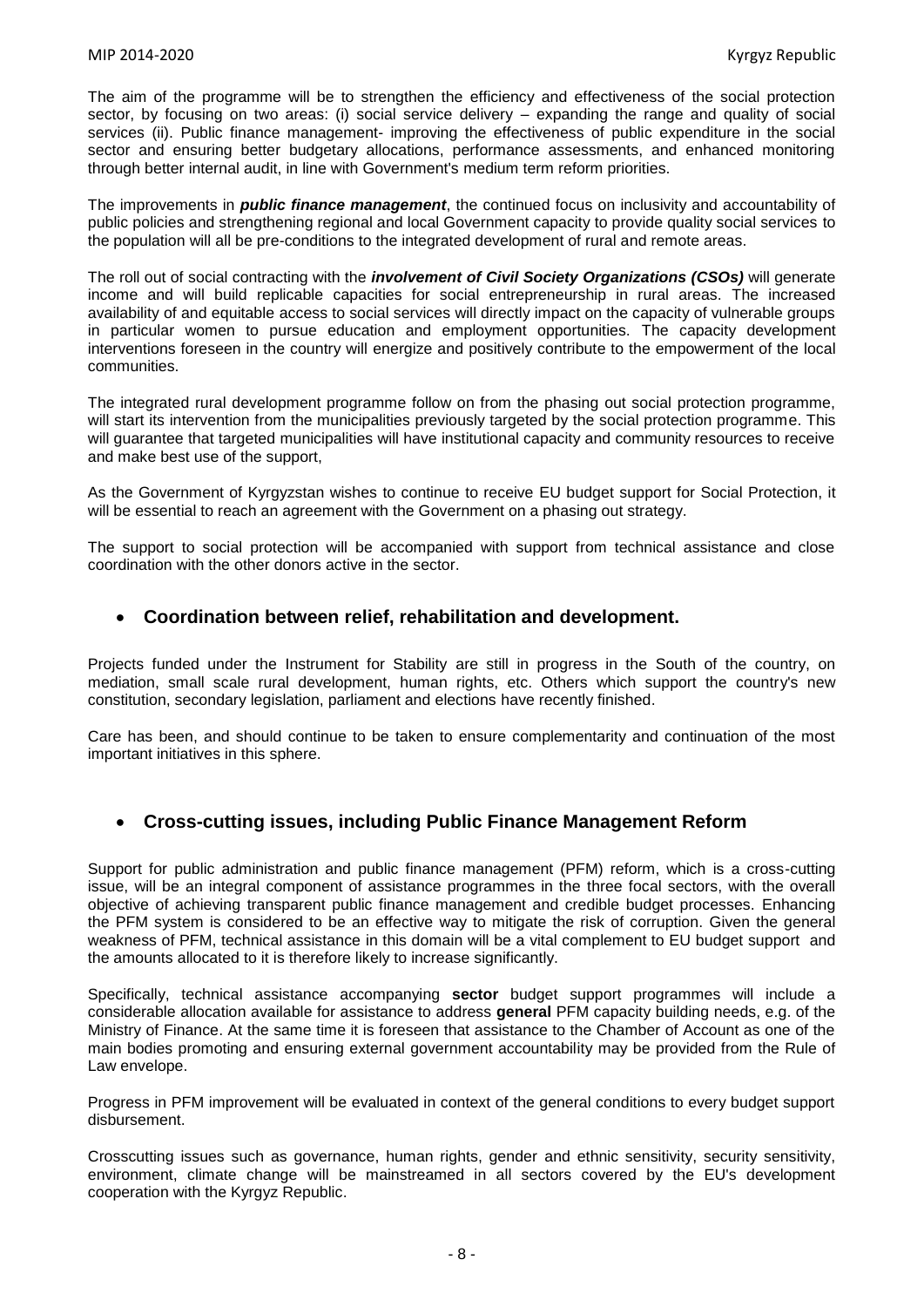The aim of the programme will be to strengthen the efficiency and effectiveness of the social protection sector, by focusing on two areas: (i) social service delivery – expanding the range and quality of social services (ii). Public finance management- improving the effectiveness of public expenditure in the social sector and ensuring better budgetary allocations, performance assessments, and enhanced monitoring through better internal audit, in line with Government's medium term reform priorities.

The improvements in ***public finance management***, the continued focus on inclusivity and accountability of public policies and strengthening regional and local Government capacity to provide quality social services to the population will all be pre-conditions to the integrated development of rural and remote areas.

The roll out of social contracting with the ***involvement of Civil Society Organizations (CSOs)*** will generate income and will build replicable capacities for social entrepreneurship in rural areas. The increased availability of and equitable access to social services will directly impact on the capacity of vulnerable groups in particular women to pursue education and employment opportunities. The capacity development interventions foreseen in the country will energize and positively contribute to the empowerment of the local communities.

The integrated rural development programme follow on from the phasing out social protection programme, will start its intervention from the municipalities previously targeted by the social protection programme. This will guarantee that targeted municipalities will have institutional capacity and community resources to receive and make best use of the support,

As the Government of Kyrgyzstan wishes to continue to receive EU budget support for Social Protection, it will be essential to reach an agreement with the Government on a phasing out strategy.

The support to social protection will be accompanied with support from technical assistance and close coordination with the other donors active in the sector.

- **Coordination between relief, rehabilitation and development.**

Projects funded under the Instrument for Stability are still in progress in the South of the country, on mediation, small scale rural development, human rights, etc. Others which support the country's new constitution, secondary legislation, parliament and elections have recently finished.

Care has been, and should continue to be taken to ensure complementarity and continuation of the most important initiatives in this sphere.

- **Cross-cutting issues, including Public Finance Management Reform**

Support for public administration and public finance management (PFM) reform, which is a cross-cutting issue, will be an integral component of assistance programmes in the three focal sectors, with the overall objective of achieving transparent public finance management and credible budget processes. Enhancing the PFM system is considered to be an effective way to mitigate the risk of corruption. Given the general weakness of PFM, technical assistance in this domain will be a vital complement to EU budget support and the amounts allocated to it is therefore likely to increase significantly.

Specifically, technical assistance accompanying **sector** budget support programmes will include a considerable allocation available for assistance to address **general** PFM capacity building needs, e.g. of the Ministry of Finance. At the same time it is foreseen that assistance to the Chamber of Account as one of the main bodies promoting and ensuring external government accountability may be provided from the Rule of Law envelope.

Progress in PFM improvement will be evaluated in context of the general conditions to every budget support disbursement.

Crosscutting issues such as governance, human rights, gender and ethnic sensitivity, security sensitivity, environment, climate change will be mainstreamed in all sectors covered by the EU's development cooperation with the Kyrgyz Republic.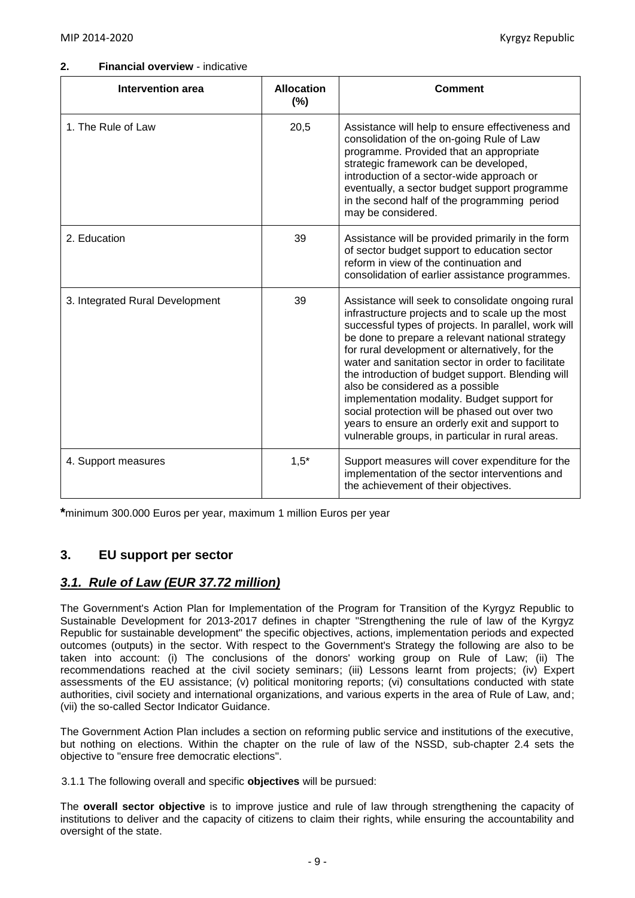## 2. Financial overview - indicative

| Intervention area | Allocation (%) | Comment |
|---|---|---|
| 1. The Rule of Law | 20,5 | Assistance will help to ensure effectiveness and consolidation of the on-going Rule of Law programme. Provided that an appropriate strategic framework can be developed, introduction of a sector-wide approach or eventually, a sector budget support programme in the second half of the programming period may be considered. |
| 2. Education | 39 | Assistance will be provided primarily in the form of sector budget support to education sector reform in view of the continuation and consolidation of earlier assistance programmes. |
| 3. Integrated Rural Development | 39 | Assistance will seek to consolidate ongoing rural infrastructure projects and to scale up the most successful types of projects. In parallel, work will be done to prepare a relevant national strategy for rural development or alternatively, for the water and sanitation sector in order to facilitate the introduction of budget support. Blending will also be considered as a possible implementation modality. Budget support for social protection will be phased out over two years to ensure an orderly exit and support to vulnerable groups, in particular in rural areas. |
| 4. Support measures | 1,5* | Support measures will cover expenditure for the implementation of the sector interventions and the achievement of their objectives. |

**\***minimum 300.000 Euros per year, maximum 1 million Euros per year

## 3. EU support per sector

### *3.1. Rule of Law (EUR 37.72 million)*

The Government's Action Plan for Implementation of the Program for Transition of the Kyrgyz Republic to Sustainable Development for 2013-2017 defines in chapter "Strengthening the rule of law of the Kyrgyz Republic for sustainable development" the specific objectives, actions, implementation periods and expected outcomes (outputs) in the sector. With respect to the Government's Strategy the following are also to be taken into account: (i) The conclusions of the donors' working group on Rule of Law; (ii) The recommendations reached at the civil society seminars; (iii) Lessons learnt from projects; (iv) Expert assessments of the EU assistance; (v) political monitoring reports; (vi) consultations conducted with state authorities, civil society and international organizations, and various experts in the area of Rule of Law, and; (vii) the so-called Sector Indicator Guidance.

The Government Action Plan includes a section on reforming public service and institutions of the executive, but nothing on elections. Within the chapter on the rule of law of the NSSD, sub-chapter 2.4 sets the objective to "ensure free democratic elections".

3.1.1 The following overall and specific **objectives** will be pursued:

The **overall sector objective** is to improve justice and rule of law through strengthening the capacity of institutions to deliver and the capacity of citizens to claim their rights, while ensuring the accountability and oversight of the state.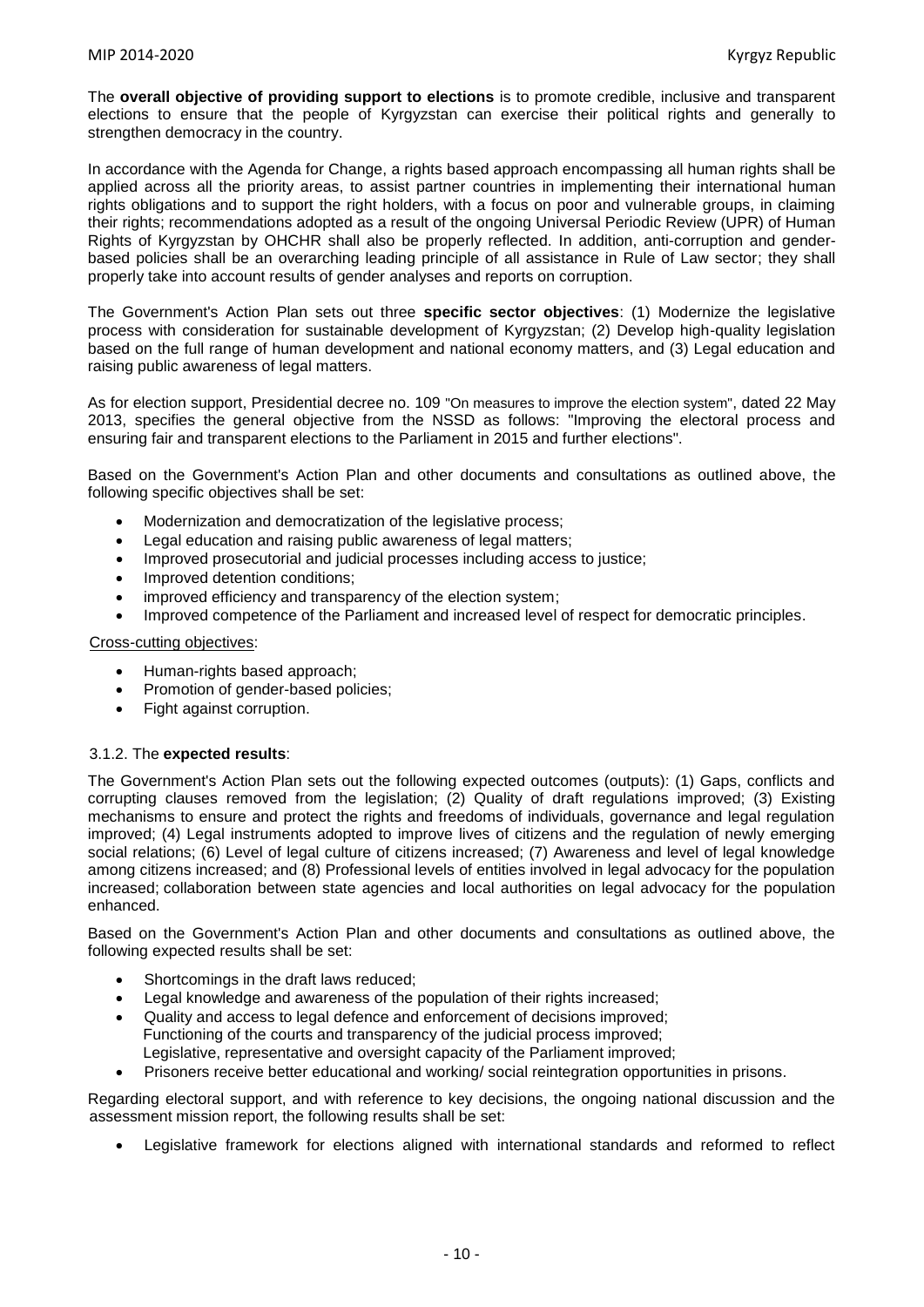The **overall objective of providing support to elections** is to promote credible, inclusive and transparent elections to ensure that the people of Kyrgyzstan can exercise their political rights and generally to strengthen democracy in the country.

In accordance with the Agenda for Change, a rights based approach encompassing all human rights shall be applied across all the priority areas, to assist partner countries in implementing their international human rights obligations and to support the right holders, with a focus on poor and vulnerable groups, in claiming their rights; recommendations adopted as a result of the ongoing Universal Periodic Review (UPR) of Human Rights of Kyrgyzstan by OHCHR shall also be properly reflected. In addition, anti-corruption and gender-based policies shall be an overarching leading principle of all assistance in Rule of Law sector; they shall properly take into account results of gender analyses and reports on corruption.

The Government's Action Plan sets out three **specific sector objectives**: (1) Modernize the legislative process with consideration for sustainable development of Kyrgyzstan; (2) Develop high-quality legislation based on the full range of human development and national economy matters, and (3) Legal education and raising public awareness of legal matters.

As for election support, Presidential decree no. 109 "On measures to improve the election system", dated 22 May 2013, specifies the general objective from the NSSD as follows: "Improving the electoral process and ensuring fair and transparent elections to the Parliament in 2015 and further elections".

Based on the Government's Action Plan and other documents and consultations as outlined above, the following specific objectives shall be set:

- Modernization and democratization of the legislative process;
- Legal education and raising public awareness of legal matters;
- Improved prosecutorial and judicial processes including access to justice;
- Improved detention conditions;
- improved efficiency and transparency of the election system;
- Improved competence of the Parliament and increased level of respect for democratic principles.

Cross-cutting objectives:

- Human-rights based approach;
- Promotion of gender-based policies;
- Fight against corruption.

3.1.2. The **expected results**:

The Government's Action Plan sets out the following expected outcomes (outputs): (1) Gaps, conflicts and corrupting clauses removed from the legislation; (2) Quality of draft regulations improved; (3) Existing mechanisms to ensure and protect the rights and freedoms of individuals, governance and legal regulation improved; (4) Legal instruments adopted to improve lives of citizens and the regulation of newly emerging social relations; (6) Level of legal culture of citizens increased; (7) Awareness and level of legal knowledge among citizens increased; and (8) Professional levels of entities involved in legal advocacy for the population increased; collaboration between state agencies and local authorities on legal advocacy for the population enhanced.

Based on the Government's Action Plan and other documents and consultations as outlined above, the following expected results shall be set:

- Shortcomings in the draft laws reduced;
- Legal knowledge and awareness of the population of their rights increased;
- Quality and access to legal defence and enforcement of decisions improved;
  Functioning of the courts and transparency of the judicial process improved;
  Legislative, representative and oversight capacity of the Parliament improved;
- Prisoners receive better educational and working/ social reintegration opportunities in prisons.

Regarding electoral support, and with reference to key decisions, the ongoing national discussion and the assessment mission report, the following results shall be set:

- Legislative framework for elections aligned with international standards and reformed to reflect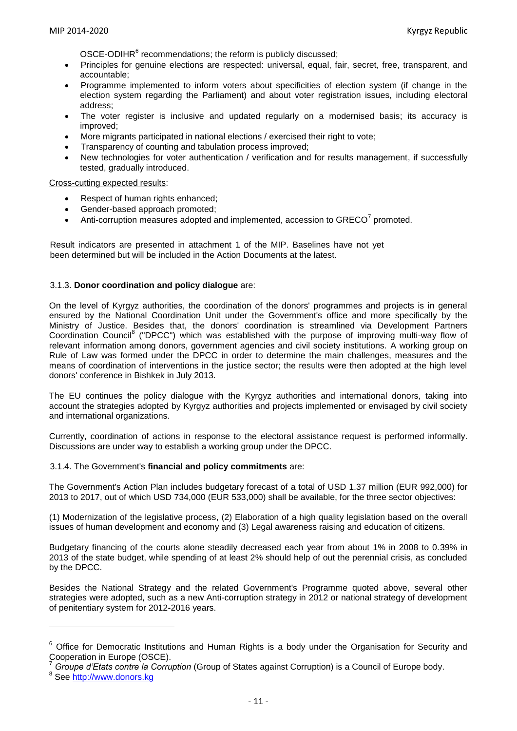OSCE-ODIHR[6] recommendations; the reform is publicly discussed;

- Principles for genuine elections are respected: universal, equal, fair, secret, free, transparent, and accountable;
- Programme implemented to inform voters about specificities of election system (if change in the election system regarding the Parliament) and about voter registration issues, including electoral address;
- The voter register is inclusive and updated regularly on a modernised basis; its accuracy is improved;
- More migrants participated in national elections / exercised their right to vote;
- Transparency of counting and tabulation process improved;
- New technologies for voter authentication / verification and for results management, if successfully tested, gradually introduced.

Cross-cutting expected results:

- Respect of human rights enhanced;
- Gender-based approach promoted;
- Anti-corruption measures adopted and implemented, accession to GRECO[7] promoted.

Result indicators are presented in attachment 1 of the MIP. Baselines have not yet been determined but will be included in the Action Documents at the latest.

### 3.1.3. **Donor coordination and policy dialogue** are:

On the level of Kyrgyz authorities, the coordination of the donors' programmes and projects is in general ensured by the National Coordination Unit under the Government's office and more specifically by the Ministry of Justice. Besides that, the donors' coordination is streamlined via Development Partners Coordination Council[8] ("DPCC") which was established with the purpose of improving multi-way flow of relevant information among donors, government agencies and civil society institutions. A working group on Rule of Law was formed under the DPCC in order to determine the main challenges, measures and the means of coordination of interventions in the justice sector; the results were then adopted at the high level donors' conference in Bishkek in July 2013.

The EU continues the policy dialogue with the Kyrgyz authorities and international donors, taking into account the strategies adopted by Kyrgyz authorities and projects implemented or envisaged by civil society and international organizations.

Currently, coordination of actions in response to the electoral assistance request is performed informally. Discussions are under way to establish a working group under the DPCC.

### 3.1.4. The Government's **financial and policy commitments** are:

The Government's Action Plan includes budgetary forecast of a total of USD 1.37 million (EUR 992,000) for 2013 to 2017, out of which USD 734,000 (EUR 533,000) shall be available, for the three sector objectives:

(1) Modernization of the legislative process, (2) Elaboration of a high quality legislation based on the overall issues of human development and economy and (3) Legal awareness raising and education of citizens.

Budgetary financing of the courts alone steadily decreased each year from about 1% in 2008 to 0.39% in 2013 of the state budget, while spending of at least 2% should help of out the perennial crisis, as concluded by the DPCC.

Besides the National Strategy and the related Government's Programme quoted above, several other strategies were adopted, such as a new Anti-corruption strategy in 2012 or national strategy of development of penitentiary system for 2012-2016 years.

---

[6] Office for Democratic Institutions and Human Rights is a body under the Organisation for Security and Cooperation in Europe (OSCE).

[7] *Groupe d'Etats contre la Corruption* (Group of States against Corruption) is a Council of Europe body.

[8] See http://www.donors.kg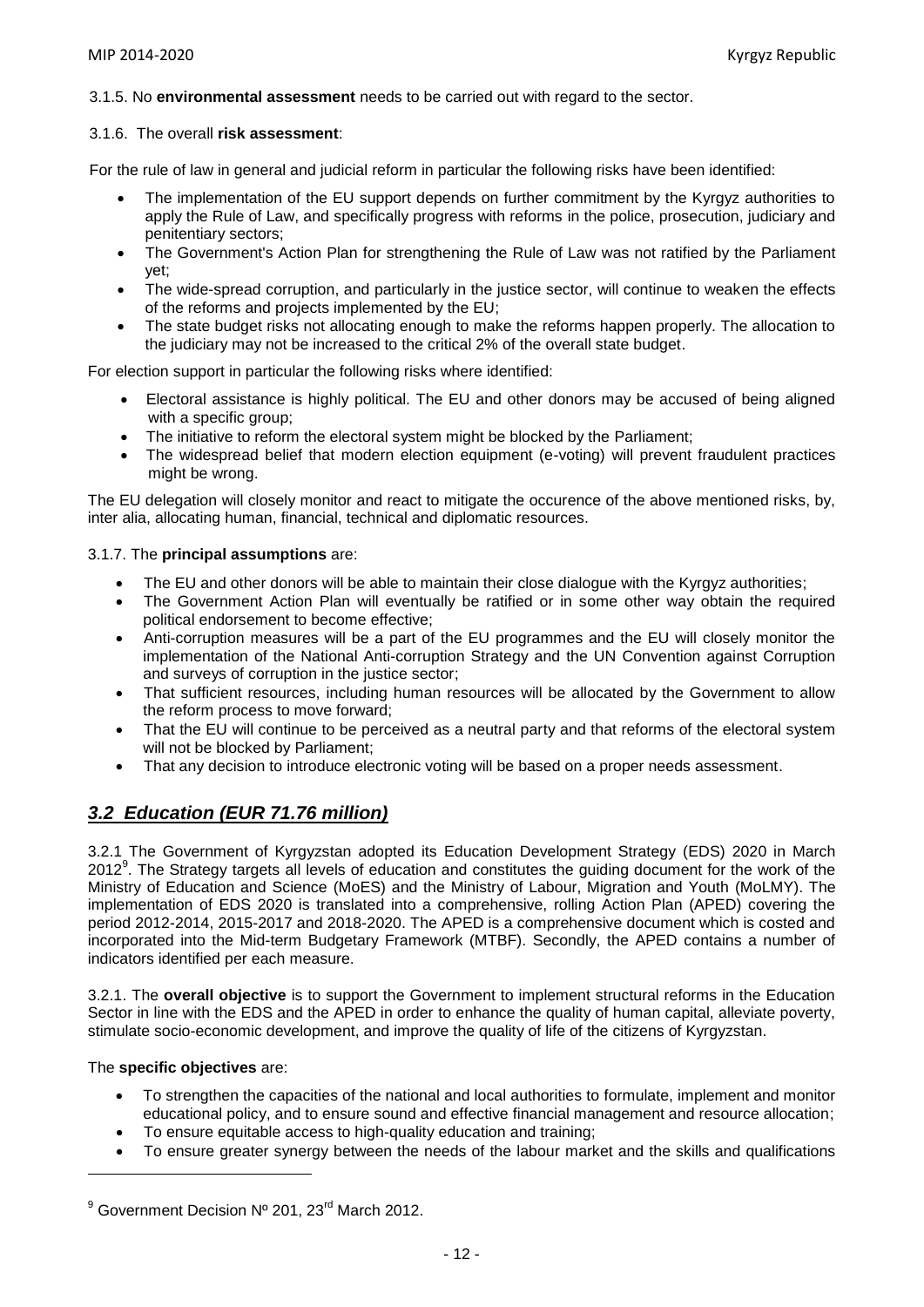3.1.5. No **environmental assessment** needs to be carried out with regard to the sector.

3.1.6. The overall **risk assessment**:

For the rule of law in general and judicial reform in particular the following risks have been identified:

- The implementation of the EU support depends on further commitment by the Kyrgyz authorities to apply the Rule of Law, and specifically progress with reforms in the police, prosecution, judiciary and penitentiary sectors;
- The Government's Action Plan for strengthening the Rule of Law was not ratified by the Parliament yet;
- The wide-spread corruption, and particularly in the justice sector, will continue to weaken the effects of the reforms and projects implemented by the EU;
- The state budget risks not allocating enough to make the reforms happen properly. The allocation to the judiciary may not be increased to the critical 2% of the overall state budget.

For election support in particular the following risks where identified:

- Electoral assistance is highly political. The EU and other donors may be accused of being aligned with a specific group;
- The initiative to reform the electoral system might be blocked by the Parliament;
- The widespread belief that modern election equipment (e-voting) will prevent fraudulent practices might be wrong.

The EU delegation will closely monitor and react to mitigate the occurence of the above mentioned risks, by, inter alia, allocating human, financial, technical and diplomatic resources.

3.1.7. The **principal assumptions** are:

- The EU and other donors will be able to maintain their close dialogue with the Kyrgyz authorities;
- The Government Action Plan will eventually be ratified or in some other way obtain the required political endorsement to become effective;
- Anti-corruption measures will be a part of the EU programmes and the EU will closely monitor the implementation of the National Anti-corruption Strategy and the UN Convention against Corruption and surveys of corruption in the justice sector;
- That sufficient resources, including human resources will be allocated by the Government to allow the reform process to move forward;
- That the EU will continue to be perceived as a neutral party and that reforms of the electoral system will not be blocked by Parliament;
- That any decision to introduce electronic voting will be based on a proper needs assessment.

## ***3.2 Education (EUR 71.76 million)***

3.2.1 The Government of Kyrgyzstan adopted its Education Development Strategy (EDS) 2020 in March 2012[9]. The Strategy targets all levels of education and constitutes the guiding document for the work of the Ministry of Education and Science (MoES) and the Ministry of Labour, Migration and Youth (MoLMY). The implementation of EDS 2020 is translated into a comprehensive, rolling Action Plan (APED) covering the period 2012-2014, 2015-2017 and 2018-2020. The APED is a comprehensive document which is costed and incorporated into the Mid-term Budgetary Framework (MTBF). Secondly, the APED contains a number of indicators identified per each measure.

3.2.1. The **overall objective** is to support the Government to implement structural reforms in the Education Sector in line with the EDS and the APED in order to enhance the quality of human capital, alleviate poverty, stimulate socio-economic development, and improve the quality of life of the citizens of Kyrgyzstan.

The **specific objectives** are:

- To strengthen the capacities of the national and local authorities to formulate, implement and monitor educational policy, and to ensure sound and effective financial management and resource allocation;
- To ensure equitable access to high-quality education and training;
- To ensure greater synergy between the needs of the labour market and the skills and qualifications

---

[9] Government Decision Nº 201, 23rd March 2012.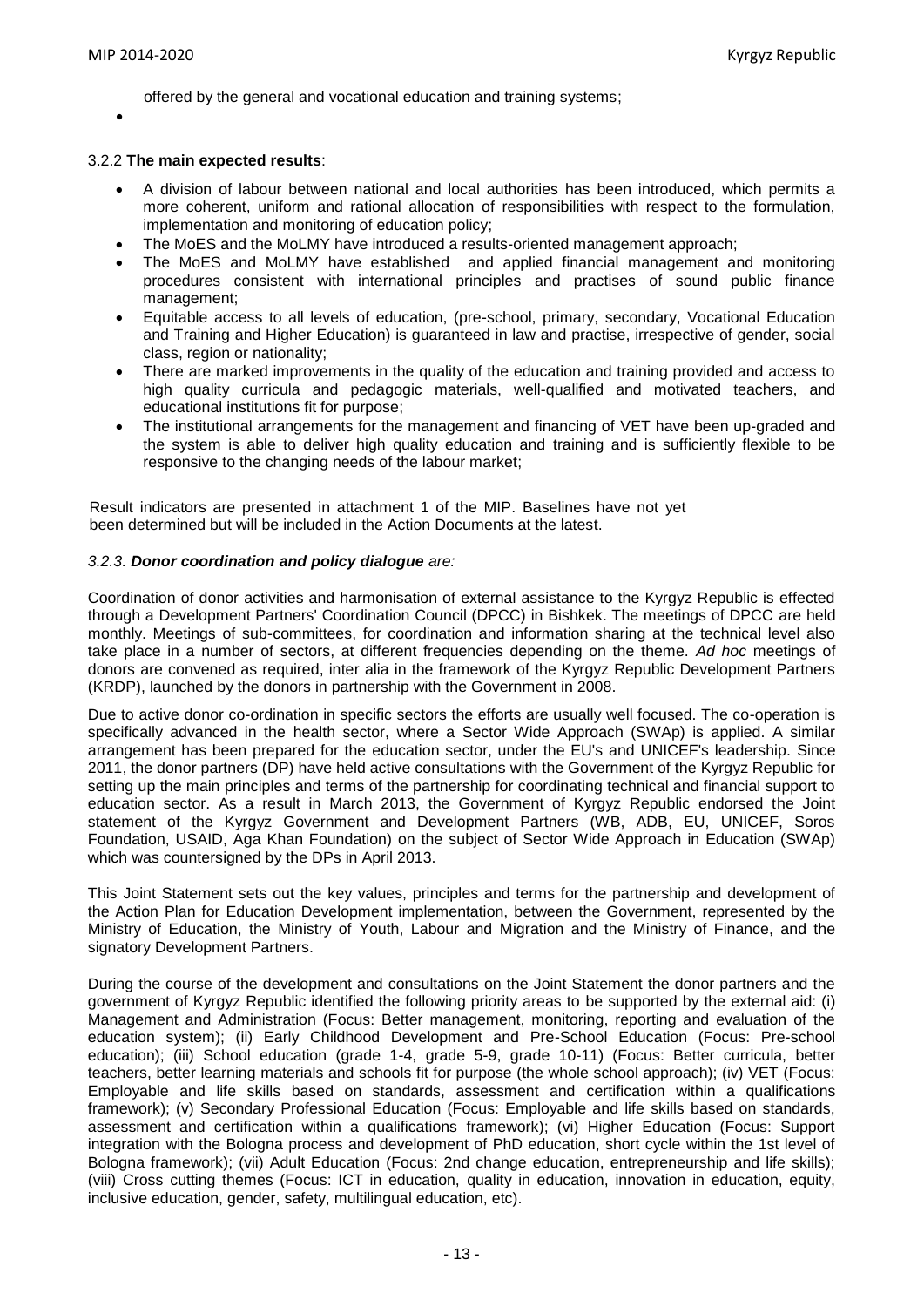offered by the general and vocational education and training systems;

- 

3.2.2 **The main expected results**:

- A division of labour between national and local authorities has been introduced, which permits a more coherent, uniform and rational allocation of responsibilities with respect to the formulation, implementation and monitoring of education policy;
- The MoES and the MoLMY have introduced a results-oriented management approach;
- The MoES and MoLMY have established and applied financial management and monitoring procedures consistent with international principles and practises of sound public finance management;
- Equitable access to all levels of education, (pre-school, primary, secondary, Vocational Education and Training and Higher Education) is guaranteed in law and practise, irrespective of gender, social class, region or nationality;
- There are marked improvements in the quality of the education and training provided and access to high quality curricula and pedagogic materials, well-qualified and motivated teachers, and educational institutions fit for purpose;
- The institutional arrangements for the management and financing of VET have been up-graded and the system is able to deliver high quality education and training and is sufficiently flexible to be responsive to the changing needs of the labour market;

Result indicators are presented in attachment 1 of the MIP. Baselines have not yet been determined but will be included in the Action Documents at the latest.

*3.2.3. **Donor coordination and policy dialogue** are:*

Coordination of donor activities and harmonisation of external assistance to the Kyrgyz Republic is effected through a Development Partners' Coordination Council (DPCC) in Bishkek. The meetings of DPCC are held monthly. Meetings of sub-committees, for coordination and information sharing at the technical level also take place in a number of sectors, at different frequencies depending on the theme. *Ad hoc* meetings of donors are convened as required, inter alia in the framework of the Kyrgyz Republic Development Partners (KRDP), launched by the donors in partnership with the Government in 2008.

Due to active donor co-ordination in specific sectors the efforts are usually well focused. The co-operation is specifically advanced in the health sector, where a Sector Wide Approach (SWAp) is applied. A similar arrangement has been prepared for the education sector, under the EU's and UNICEF's leadership. Since 2011, the donor partners (DP) have held active consultations with the Government of the Kyrgyz Republic for setting up the main principles and terms of the partnership for coordinating technical and financial support to education sector. As a result in March 2013, the Government of Kyrgyz Republic endorsed the Joint statement of the Kyrgyz Government and Development Partners (WB, ADB, EU, UNICEF, Soros Foundation, USAID, Aga Khan Foundation) on the subject of Sector Wide Approach in Education (SWAp) which was countersigned by the DPs in April 2013.

This Joint Statement sets out the key values, principles and terms for the partnership and development of the Action Plan for Education Development implementation, between the Government, represented by the Ministry of Education, the Ministry of Youth, Labour and Migration and the Ministry of Finance, and the signatory Development Partners.

During the course of the development and consultations on the Joint Statement the donor partners and the government of Kyrgyz Republic identified the following priority areas to be supported by the external aid: (i) Management and Administration (Focus: Better management, monitoring, reporting and evaluation of the education system); (ii) Early Childhood Development and Pre-School Education (Focus: Pre-school education); (iii) School education (grade 1-4, grade 5-9, grade 10-11) (Focus: Better curricula, better teachers, better learning materials and schools fit for purpose (the whole school approach); (iv) VET (Focus: Employable and life skills based on standards, assessment and certification within a qualifications framework); (v) Secondary Professional Education (Focus: Employable and life skills based on standards, assessment and certification within a qualifications framework); (vi) Higher Education (Focus: Support integration with the Bologna process and development of PhD education, short cycle within the 1st level of Bologna framework); (vii) Adult Education (Focus: 2nd change education, entrepreneurship and life skills); (viii) Cross cutting themes (Focus: ICT in education, quality in education, innovation in education, equity, inclusive education, gender, safety, multilingual education, etc).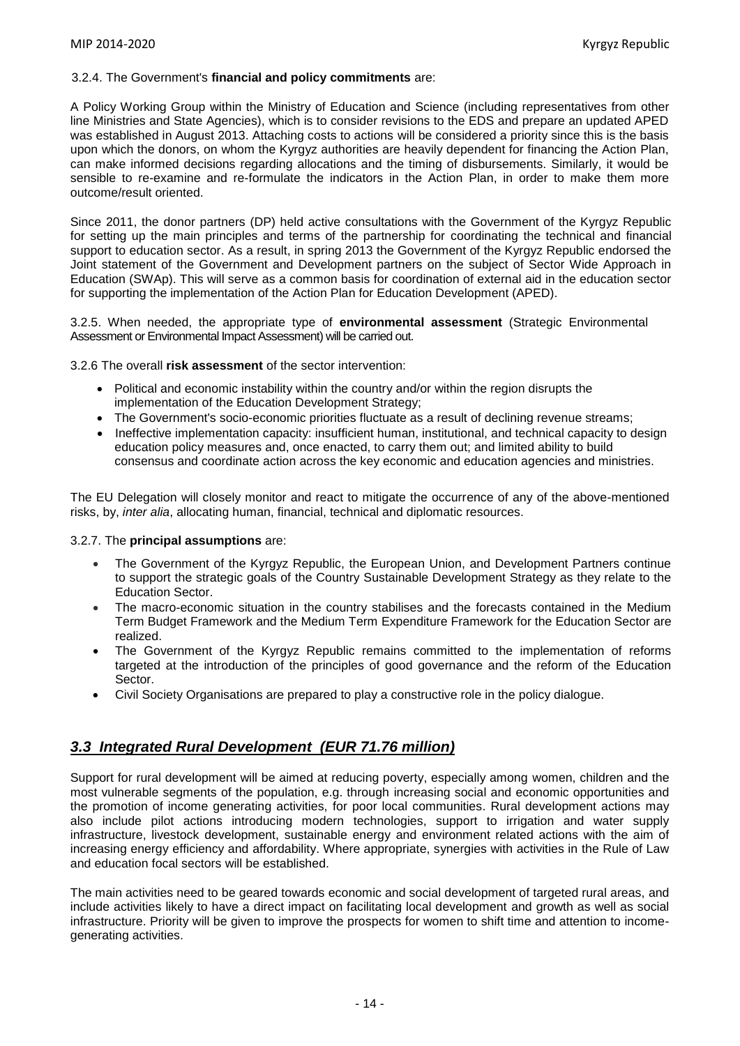3.2.4. The Government's **financial and policy commitments** are:

A Policy Working Group within the Ministry of Education and Science (including representatives from other line Ministries and State Agencies), which is to consider revisions to the EDS and prepare an updated APED was established in August 2013. Attaching costs to actions will be considered a priority since this is the basis upon which the donors, on whom the Kyrgyz authorities are heavily dependent for financing the Action Plan, can make informed decisions regarding allocations and the timing of disbursements. Similarly, it would be sensible to re-examine and re-formulate the indicators in the Action Plan, in order to make them more outcome/result oriented.

Since 2011, the donor partners (DP) held active consultations with the Government of the Kyrgyz Republic for setting up the main principles and terms of the partnership for coordinating the technical and financial support to education sector. As a result, in spring 2013 the Government of the Kyrgyz Republic endorsed the Joint statement of the Government and Development partners on the subject of Sector Wide Approach in Education (SWAp). This will serve as a common basis for coordination of external aid in the education sector for supporting the implementation of the Action Plan for Education Development (APED).

3.2.5. When needed, the appropriate type of **environmental assessment** (Strategic Environmental Assessment or Environmental Impact Assessment) will be carried out.

3.2.6 The overall **risk assessment** of the sector intervention:

- Political and economic instability within the country and/or within the region disrupts the implementation of the Education Development Strategy;
- The Government's socio-economic priorities fluctuate as a result of declining revenue streams;
- Ineffective implementation capacity: insufficient human, institutional, and technical capacity to design education policy measures and, once enacted, to carry them out; and limited ability to build consensus and coordinate action across the key economic and education agencies and ministries.

The EU Delegation will closely monitor and react to mitigate the occurrence of any of the above-mentioned risks, by, *inter alia*, allocating human, financial, technical and diplomatic resources.

3.2.7. The **principal assumptions** are:

- The Government of the Kyrgyz Republic, the European Union, and Development Partners continue to support the strategic goals of the Country Sustainable Development Strategy as they relate to the Education Sector.
- The macro-economic situation in the country stabilises and the forecasts contained in the Medium Term Budget Framework and the Medium Term Expenditure Framework for the Education Sector are realized.
- The Government of the Kyrgyz Republic remains committed to the implementation of reforms targeted at the introduction of the principles of good governance and the reform of the Education Sector.
- Civil Society Organisations are prepared to play a constructive role in the policy dialogue.

## *3.3 Integrated Rural Development (EUR 71.76 million)*

Support for rural development will be aimed at reducing poverty, especially among women, children and the most vulnerable segments of the population, e.g. through increasing social and economic opportunities and the promotion of income generating activities, for poor local communities. Rural development actions may also include pilot actions introducing modern technologies, support to irrigation and water supply infrastructure, livestock development, sustainable energy and environment related actions with the aim of increasing energy efficiency and affordability. Where appropriate, synergies with activities in the Rule of Law and education focal sectors will be established.

The main activities need to be geared towards economic and social development of targeted rural areas, and include activities likely to have a direct impact on facilitating local development and growth as well as social infrastructure. Priority will be given to improve the prospects for women to shift time and attention to income-generating activities.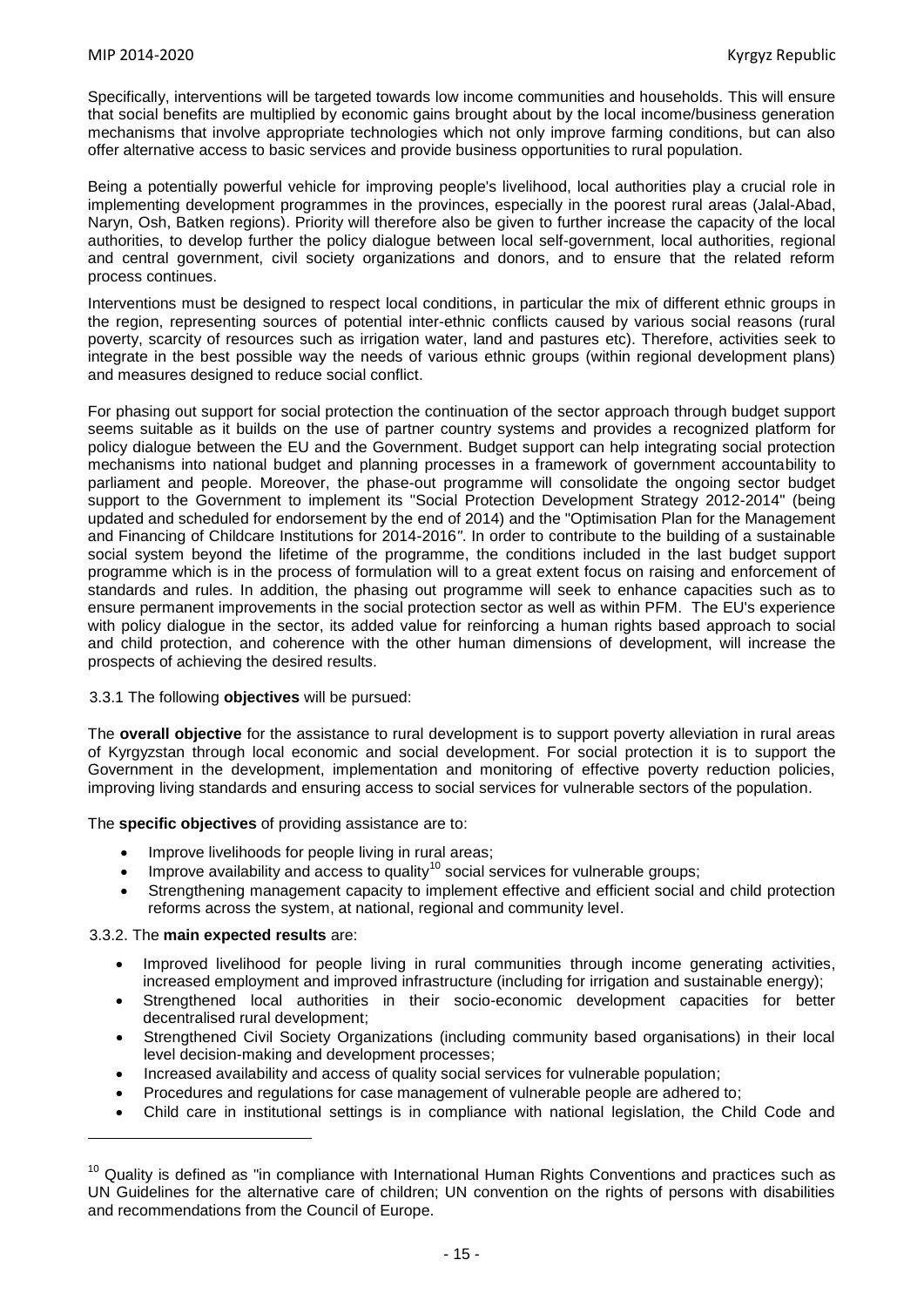Specifically, interventions will be targeted towards low income communities and households. This will ensure that social benefits are multiplied by economic gains brought about by the local income/business generation mechanisms that involve appropriate technologies which not only improve farming conditions, but can also offer alternative access to basic services and provide business opportunities to rural population.

Being a potentially powerful vehicle for improving people's livelihood, local authorities play a crucial role in implementing development programmes in the provinces, especially in the poorest rural areas (Jalal-Abad, Naryn, Osh, Batken regions). Priority will therefore also be given to further increase the capacity of the local authorities, to develop further the policy dialogue between local self-government, local authorities, regional and central government, civil society organizations and donors, and to ensure that the related reform process continues.

Interventions must be designed to respect local conditions, in particular the mix of different ethnic groups in the region, representing sources of potential inter-ethnic conflicts caused by various social reasons (rural poverty, scarcity of resources such as irrigation water, land and pastures etc). Therefore, activities seek to integrate in the best possible way the needs of various ethnic groups (within regional development plans) and measures designed to reduce social conflict.

For phasing out support for social protection the continuation of the sector approach through budget support seems suitable as it builds on the use of partner country systems and provides a recognized platform for policy dialogue between the EU and the Government. Budget support can help integrating social protection mechanisms into national budget and planning processes in a framework of government accountability to parliament and people. Moreover, the phase-out programme will consolidate the ongoing sector budget support to the Government to implement its "Social Protection Development Strategy 2012-2014" (being updated and scheduled for endorsement by the end of 2014) and the "Optimisation Plan for the Management and Financing of Childcare Institutions for 2014-2016*"*. In order to contribute to the building of a sustainable social system beyond the lifetime of the programme, the conditions included in the last budget support programme which is in the process of formulation will to a great extent focus on raising and enforcement of standards and rules. In addition, the phasing out programme will seek to enhance capacities such as to ensure permanent improvements in the social protection sector as well as within PFM. The EU's experience with policy dialogue in the sector, its added value for reinforcing a human rights based approach to social and child protection, and coherence with the other human dimensions of development, will increase the prospects of achieving the desired results.

3.3.1 The following **objectives** will be pursued:

The **overall objective** for the assistance to rural development is to support poverty alleviation in rural areas of Kyrgyzstan through local economic and social development. For social protection it is to support the Government in the development, implementation and monitoring of effective poverty reduction policies, improving living standards and ensuring access to social services for vulnerable sectors of the population.

The **specific objectives** of providing assistance are to:

- Improve livelihoods for people living in rural areas;
- Improve availability and access to quality[10] social services for vulnerable groups;
- Strengthening management capacity to implement effective and efficient social and child protection reforms across the system, at national, regional and community level.

3.3.2. The **main expected results** are:

- Improved livelihood for people living in rural communities through income generating activities, increased employment and improved infrastructure (including for irrigation and sustainable energy);
- Strengthened local authorities in their socio-economic development capacities for better decentralised rural development;
- Strengthened Civil Society Organizations (including community based organisations) in their local level decision-making and development processes;
- Increased availability and access of quality social services for vulnerable population;
- Procedures and regulations for case management of vulnerable people are adhered to;
- Child care in institutional settings is in compliance with national legislation, the Child Code and

[10] Quality is defined as "in compliance with International Human Rights Conventions and practices such as UN Guidelines for the alternative care of children; UN convention on the rights of persons with disabilities and recommendations from the Council of Europe.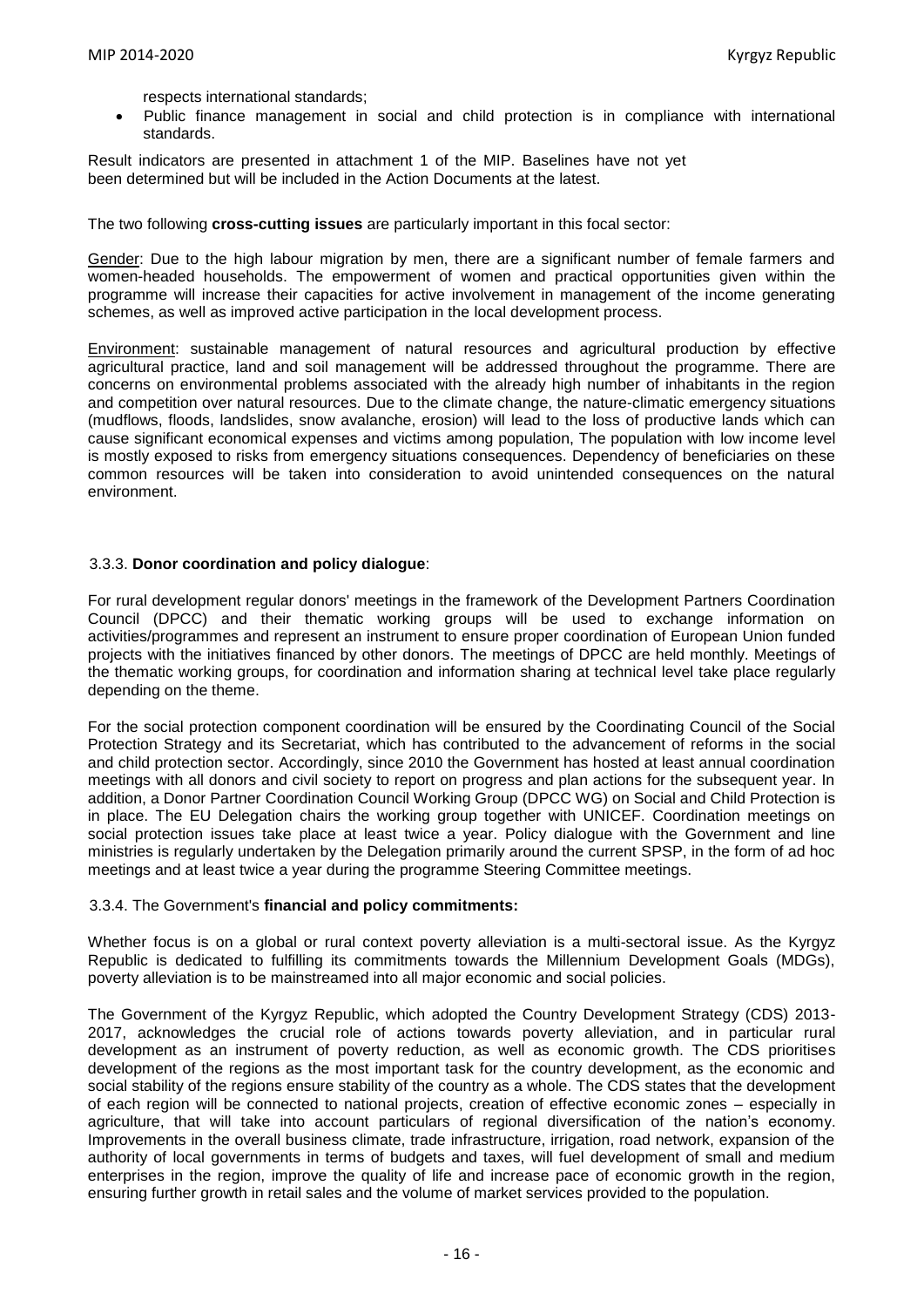respects international standards;

- Public finance management in social and child protection is in compliance with international standards.

Result indicators are presented in attachment 1 of the MIP. Baselines have not yet been determined but will be included in the Action Documents at the latest.

The two following **cross-cutting issues** are particularly important in this focal sector:

Gender: Due to the high labour migration by men, there are a significant number of female farmers and women-headed households. The empowerment of women and practical opportunities given within the programme will increase their capacities for active involvement in management of the income generating schemes, as well as improved active participation in the local development process.

Environment: sustainable management of natural resources and agricultural production by effective agricultural practice, land and soil management will be addressed throughout the programme. There are concerns on environmental problems associated with the already high number of inhabitants in the region and competition over natural resources. Due to the climate change, the nature-climatic emergency situations (mudflows, floods, landslides, snow avalanche, erosion) will lead to the loss of productive lands which can cause significant economical expenses and victims among population, The population with low income level is mostly exposed to risks from emergency situations consequences. Dependency of beneficiaries on these common resources will be taken into consideration to avoid unintended consequences on the natural environment.

### 3.3.3. **Donor coordination and policy dialogue**:

For rural development regular donors' meetings in the framework of the Development Partners Coordination Council (DPCC) and their thematic working groups will be used to exchange information on activities/programmes and represent an instrument to ensure proper coordination of European Union funded projects with the initiatives financed by other donors. The meetings of DPCC are held monthly. Meetings of the thematic working groups, for coordination and information sharing at technical level take place regularly depending on the theme.

For the social protection component coordination will be ensured by the Coordinating Council of the Social Protection Strategy and its Secretariat, which has contributed to the advancement of reforms in the social and child protection sector. Accordingly, since 2010 the Government has hosted at least annual coordination meetings with all donors and civil society to report on progress and plan actions for the subsequent year. In addition, a Donor Partner Coordination Council Working Group (DPCC WG) on Social and Child Protection is in place. The EU Delegation chairs the working group together with UNICEF. Coordination meetings on social protection issues take place at least twice a year. Policy dialogue with the Government and line ministries is regularly undertaken by the Delegation primarily around the current SPSP, in the form of ad hoc meetings and at least twice a year during the programme Steering Committee meetings.

### 3.3.4. The Government's **financial and policy commitments:**

Whether focus is on a global or rural context poverty alleviation is a multi-sectoral issue. As the Kyrgyz Republic is dedicated to fulfilling its commitments towards the Millennium Development Goals (MDGs), poverty alleviation is to be mainstreamed into all major economic and social policies.

The Government of the Kyrgyz Republic, which adopted the Country Development Strategy (CDS) 2013-2017, acknowledges the crucial role of actions towards poverty alleviation, and in particular rural development as an instrument of poverty reduction, as well as economic growth. The CDS prioritises development of the regions as the most important task for the country development, as the economic and social stability of the regions ensure stability of the country as a whole. The CDS states that the development of each region will be connected to national projects, creation of effective economic zones – especially in agriculture, that will take into account particulars of regional diversification of the nation's economy. Improvements in the overall business climate, trade infrastructure, irrigation, road network, expansion of the authority of local governments in terms of budgets and taxes, will fuel development of small and medium enterprises in the region, improve the quality of life and increase pace of economic growth in the region, ensuring further growth in retail sales and the volume of market services provided to the population.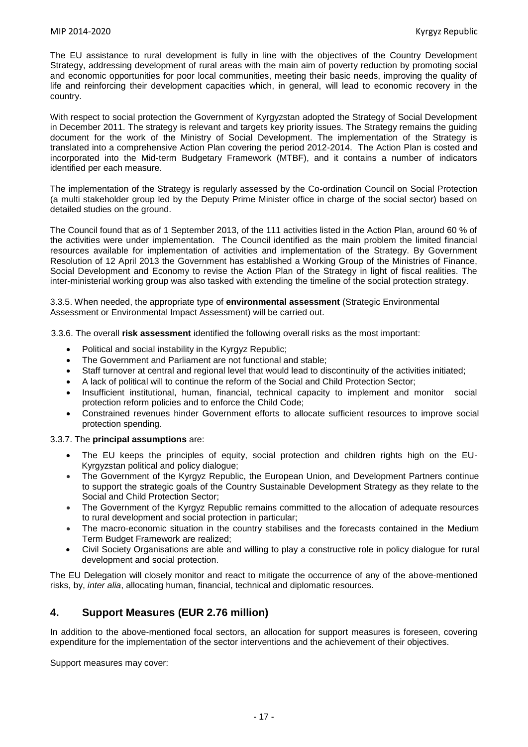The EU assistance to rural development is fully in line with the objectives of the Country Development Strategy, addressing development of rural areas with the main aim of poverty reduction by promoting social and economic opportunities for poor local communities, meeting their basic needs, improving the quality of life and reinforcing their development capacities which, in general, will lead to economic recovery in the country.

With respect to social protection the Government of Kyrgyzstan adopted the Strategy of Social Development in December 2011. The strategy is relevant and targets key priority issues. The Strategy remains the guiding document for the work of the Ministry of Social Development. The implementation of the Strategy is translated into a comprehensive Action Plan covering the period 2012-2014. The Action Plan is costed and incorporated into the Mid-term Budgetary Framework (MTBF), and it contains a number of indicators identified per each measure.

The implementation of the Strategy is regularly assessed by the Co-ordination Council on Social Protection (a multi stakeholder group led by the Deputy Prime Minister office in charge of the social sector) based on detailed studies on the ground.

The Council found that as of 1 September 2013, of the 111 activities listed in the Action Plan, around 60 % of the activities were under implementation. The Council identified as the main problem the limited financial resources available for implementation of activities and implementation of the Strategy. By Government Resolution of 12 April 2013 the Government has established a Working Group of the Ministries of Finance, Social Development and Economy to revise the Action Plan of the Strategy in light of fiscal realities. The inter-ministerial working group was also tasked with extending the timeline of the social protection strategy.

3.3.5. When needed, the appropriate type of **environmental assessment** (Strategic Environmental Assessment or Environmental Impact Assessment) will be carried out.

3.3.6. The overall **risk assessment** identified the following overall risks as the most important:

- Political and social instability in the Kyrgyz Republic;
- The Government and Parliament are not functional and stable;
- Staff turnover at central and regional level that would lead to discontinuity of the activities initiated;
- A lack of political will to continue the reform of the Social and Child Protection Sector;
- Insufficient institutional, human, financial, technical capacity to implement and monitor social protection reform policies and to enforce the Child Code;
- Constrained revenues hinder Government efforts to allocate sufficient resources to improve social protection spending.

3.3.7. The **principal assumptions** are:

- The EU keeps the principles of equity, social protection and children rights high on the EU-Kyrgyzstan political and policy dialogue;
- The Government of the Kyrgyz Republic, the European Union, and Development Partners continue to support the strategic goals of the Country Sustainable Development Strategy as they relate to the Social and Child Protection Sector;
- The Government of the Kyrgyz Republic remains committed to the allocation of adequate resources to rural development and social protection in particular;
- The macro-economic situation in the country stabilises and the forecasts contained in the Medium Term Budget Framework are realized;
- Civil Society Organisations are able and willing to play a constructive role in policy dialogue for rural development and social protection.

The EU Delegation will closely monitor and react to mitigate the occurrence of any of the above-mentioned risks, by, *inter alia*, allocating human, financial, technical and diplomatic resources.

## 4. Support Measures (EUR 2.76 million)

In addition to the above-mentioned focal sectors, an allocation for support measures is foreseen, covering expenditure for the implementation of the sector interventions and the achievement of their objectives.

Support measures may cover: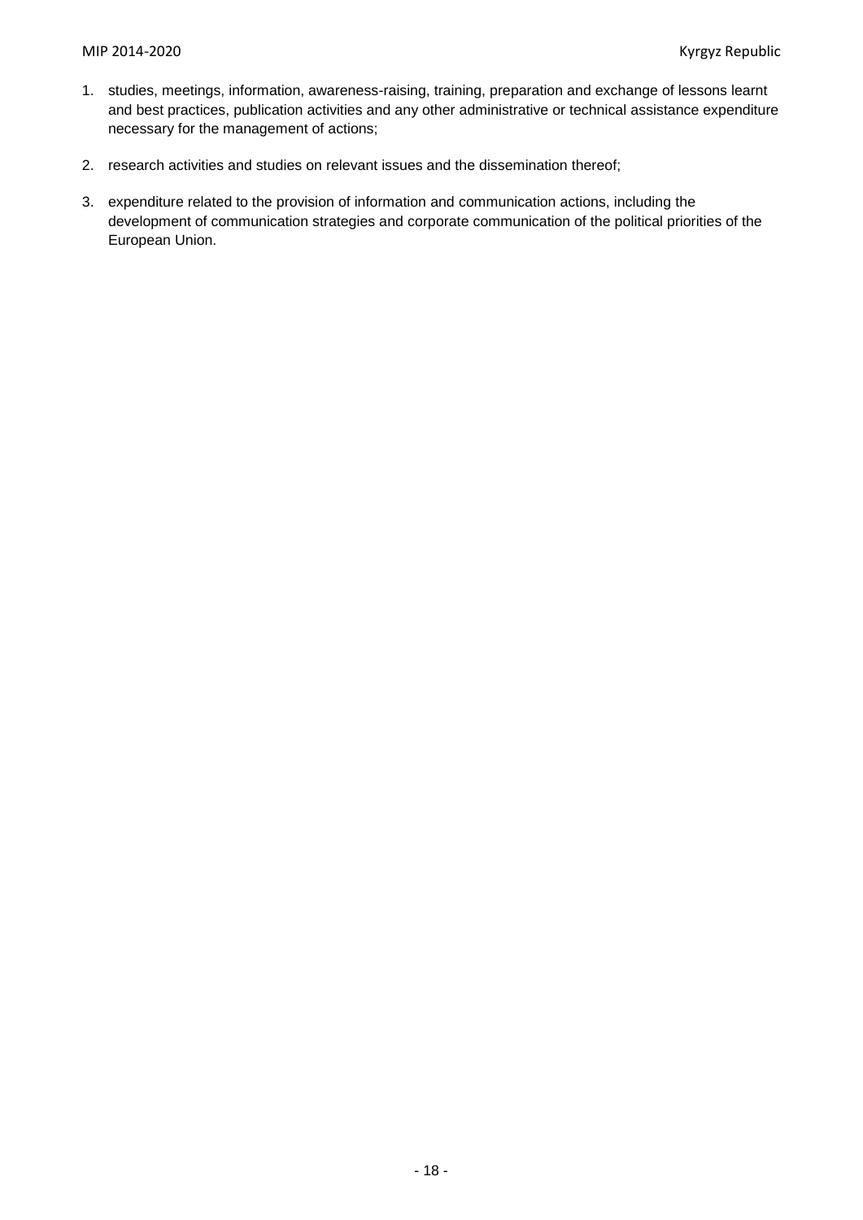1. studies, meetings, information, awareness-raising, training, preparation and exchange of lessons learnt and best practices, publication activities and any other administrative or technical assistance expenditure necessary for the management of actions;
2. research activities and studies on relevant issues and the dissemination thereof;
3. expenditure related to the provision of information and communication actions, including the development of communication strategies and corporate communication of the political priorities of the European Union.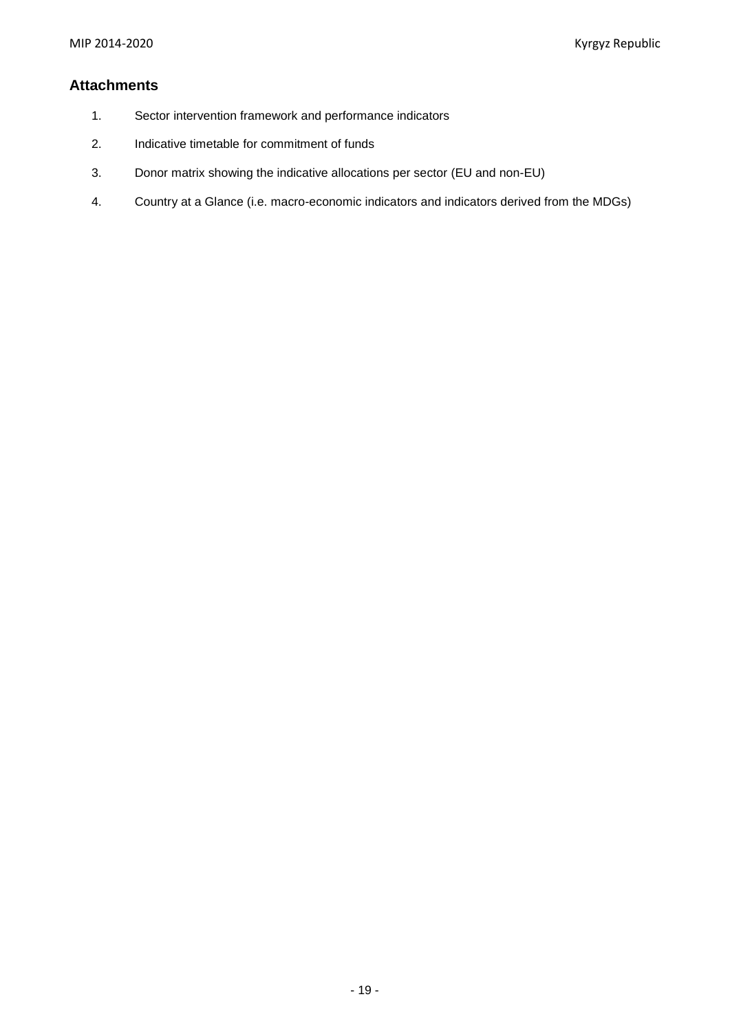## Attachments

1. Sector intervention framework and performance indicators
2. Indicative timetable for commitment of funds
3. Donor matrix showing the indicative allocations per sector (EU and non-EU)
4. Country at a Glance (i.e. macro-economic indicators and indicators derived from the MDGs)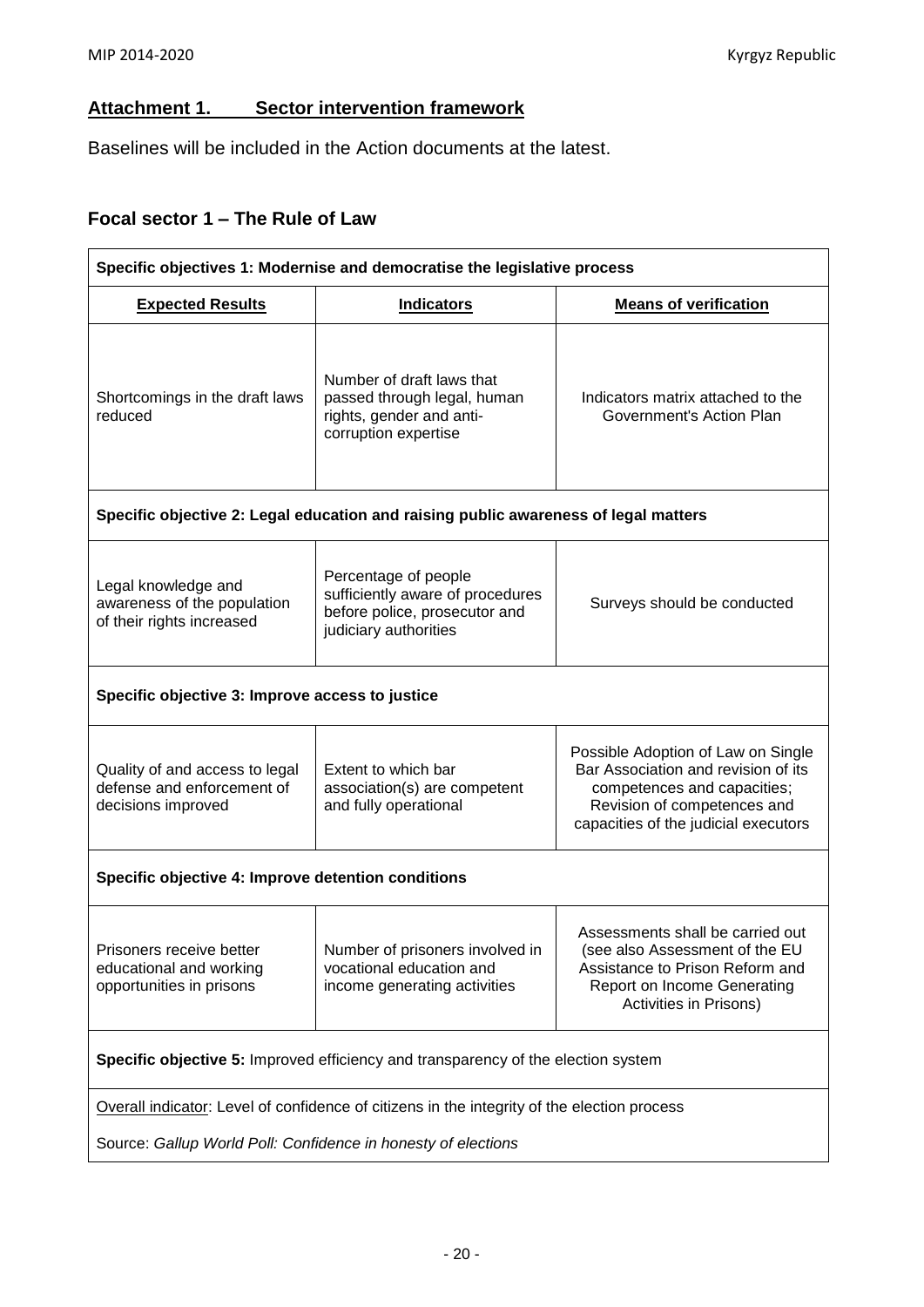## Attachment 1. Sector intervention framework

Baselines will be included in the Action documents at the latest.

### Focal sector 1 – The Rule of Law

| **Specific objectives 1: Modernise and democratise the legislative process** | | |
|---|---|---|
| **Expected Results** | **Indicators** | **Means of verification** |
| Shortcomings in the draft laws reduced | Number of draft laws that passed through legal, human rights, gender and anti-corruption expertise | Indicators matrix attached to the Government's Action Plan |
| **Specific objective 2: Legal education and raising public awareness of legal matters** | | |
| Legal knowledge and awareness of the population of their rights increased | Percentage of people sufficiently aware of procedures before police, prosecutor and judiciary authorities | Surveys should be conducted |
| **Specific objective 3: Improve access to justice** | | |
| Quality of and access to legal defense and enforcement of decisions improved | Extent to which bar association(s) are competent and fully operational | Possible Adoption of Law on Single Bar Association and revision of its competences and capacities; Revision of competences and capacities of the judicial executors |
| **Specific objective 4: Improve detention conditions** | | |
| Prisoners receive better educational and working opportunities in prisons | Number of prisoners involved in vocational education and income generating activities | Assessments shall be carried out (see also Assessment of the EU Assistance to Prison Reform and Report on Income Generating Activities in Prisons) |
| **Specific objective 5:** Improved efficiency and transparency of the election system | | |
| Overall indicator: Level of confidence of citizens in the integrity of the election process<br><br>Source: *Gallup World Poll: Confidence in honesty of elections* | | |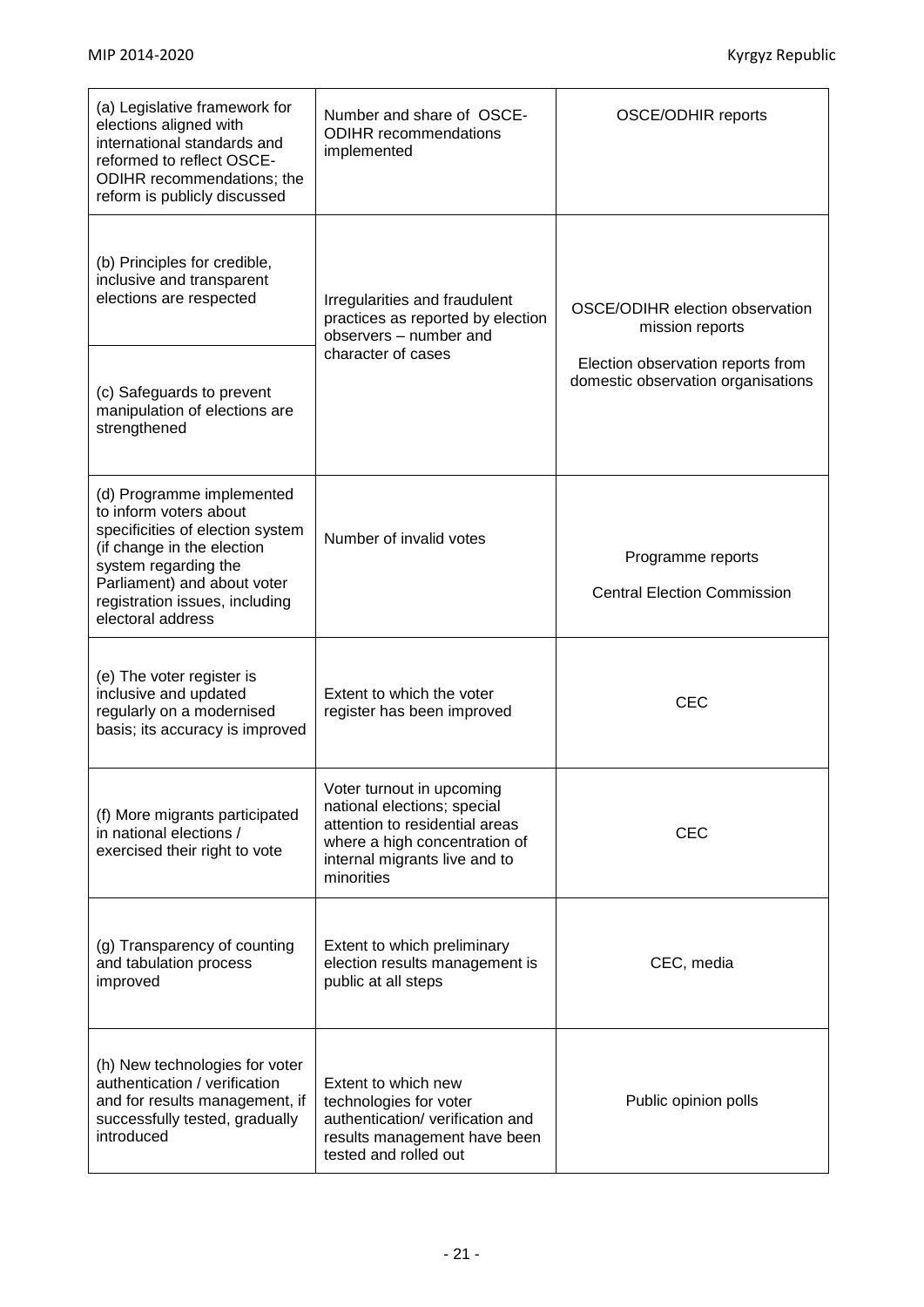| | | |
|---|---|---|
| (a) Legislative framework for elections aligned with international standards and reformed to reflect OSCE-ODIHR recommendations; the reform is publicly discussed | Number and share of OSCE-ODIHR recommendations implemented | OSCE/ODHIR reports |
| (b) Principles for credible, inclusive and transparent elections are respected | Irregularities and fraudulent practices as reported by election observers – number and character of cases | OSCE/ODIHR election observation mission reports<br><br>Election observation reports from domestic observation organisations |
| (c) Safeguards to prevent manipulation of elections are strengthened | | |
| (d) Programme implemented to inform voters about specificities of election system (if change in the election system regarding the Parliament) and about voter registration issues, including electoral address | Number of invalid votes | Programme reports<br><br>Central Election Commission |
| (e) The voter register is inclusive and updated regularly on a modernised basis; its accuracy is improved | Extent to which the voter register has been improved | CEC |
| (f) More migrants participated in national elections / exercised their right to vote | Voter turnout in upcoming national elections; special attention to residential areas where a high concentration of internal migrants live and to minorities | CEC |
| (g) Transparency of counting and tabulation process improved | Extent to which preliminary election results management is public at all steps | CEC, media |
| (h) New technologies for voter authentication / verification and for results management, if successfully tested, gradually introduced | Extent to which new technologies for voter authentication/ verification and results management have been tested and rolled out | Public opinion polls |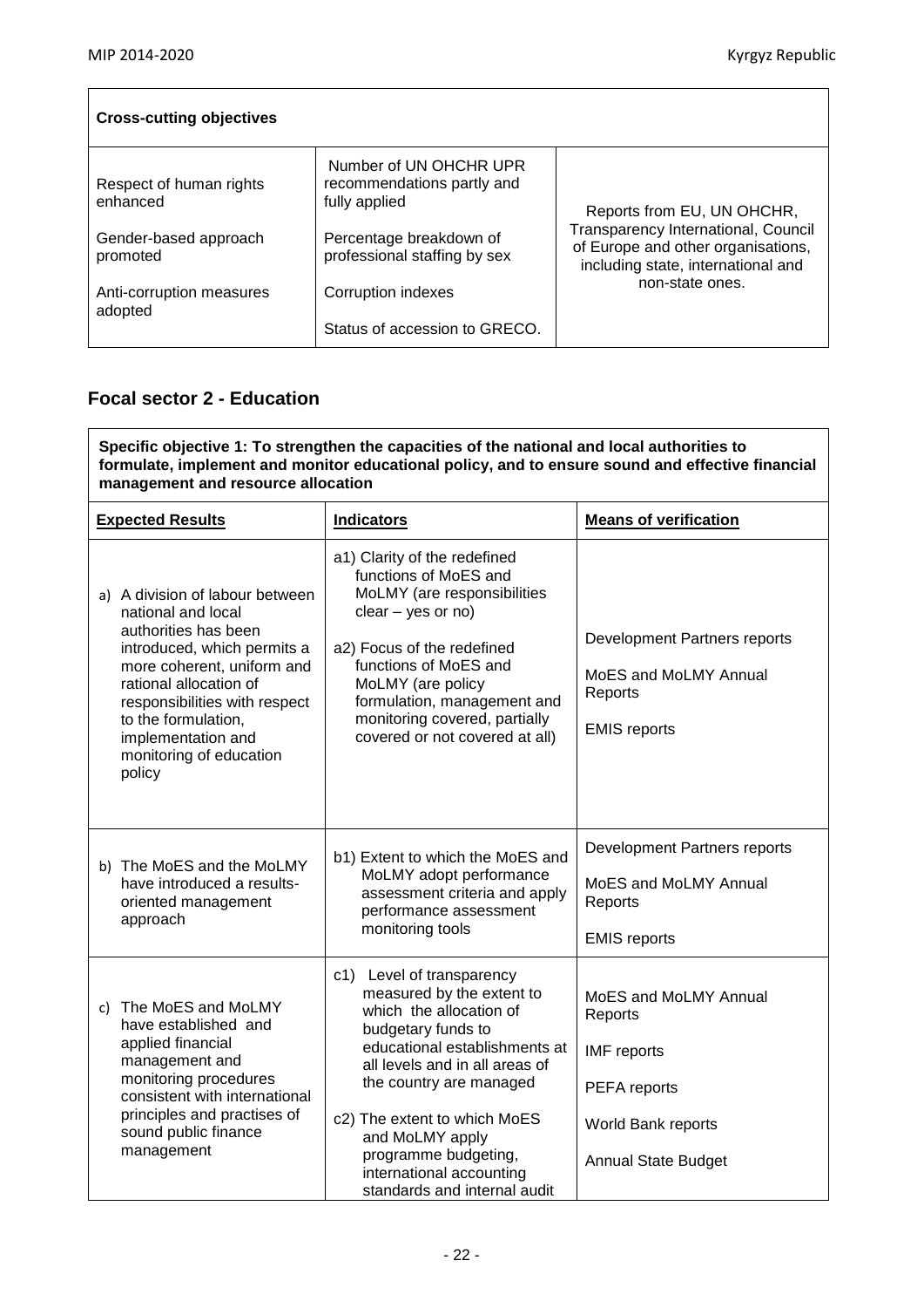| **Cross-cutting objectives** | | |
|---|---|---|
| Respect of human rights enhanced | Number of UN OHCHR UPR recommendations partly and fully applied | Reports from EU, UN OHCHR, Transparency International, Council of Europe and other organisations, including state, international and non-state ones. |
| Gender-based approach promoted | Percentage breakdown of professional staffing by sex | |
| Anti-corruption measures adopted | Corruption indexes<br><br>Status of accession to GRECO. | |

## Focal sector 2 - Education

| **Specific objective 1: To strengthen the capacities of the national and local authorities to formulate, implement and monitor educational policy, and to ensure sound and effective financial management and resource allocation** | | |
|---|---|---|
| **<u>Expected Results</u>** | **<u>Indicators</u>** | **<u>Means of verification</u>** |
| a) A division of labour between national and local authorities has been introduced, which permits a more coherent, uniform and rational allocation of responsibilities with respect to the formulation, implementation and monitoring of education policy | a1) Clarity of the redefined functions of MoES and MoLMY (are responsibilities clear – yes or no)<br><br>a2) Focus of the redefined functions of MoES and MoLMY (are policy formulation, management and monitoring covered, partially covered or not covered at all) | Development Partners reports<br><br>MoES and MoLMY Annual Reports<br><br>EMIS reports |
| b) The MoES and the MoLMY have introduced a results-oriented management approach | b1) Extent to which the MoES and MoLMY adopt performance assessment criteria and apply performance assessment monitoring tools | Development Partners reports<br><br>MoES and MoLMY Annual Reports<br><br>EMIS reports |
| c) The MoES and MoLMY have established and applied financial management and monitoring procedures consistent with international principles and practises of sound public finance management | c1) Level of transparency measured by the extent to which the allocation of budgetary funds to educational establishments at all levels and in all areas of the country are managed<br><br>c2) The extent to which MoES and MoLMY apply programme budgeting, international accounting standards and internal audit | MoES and MoLMY Annual Reports<br><br>IMF reports<br><br>PEFA reports<br><br>World Bank reports<br><br>Annual State Budget |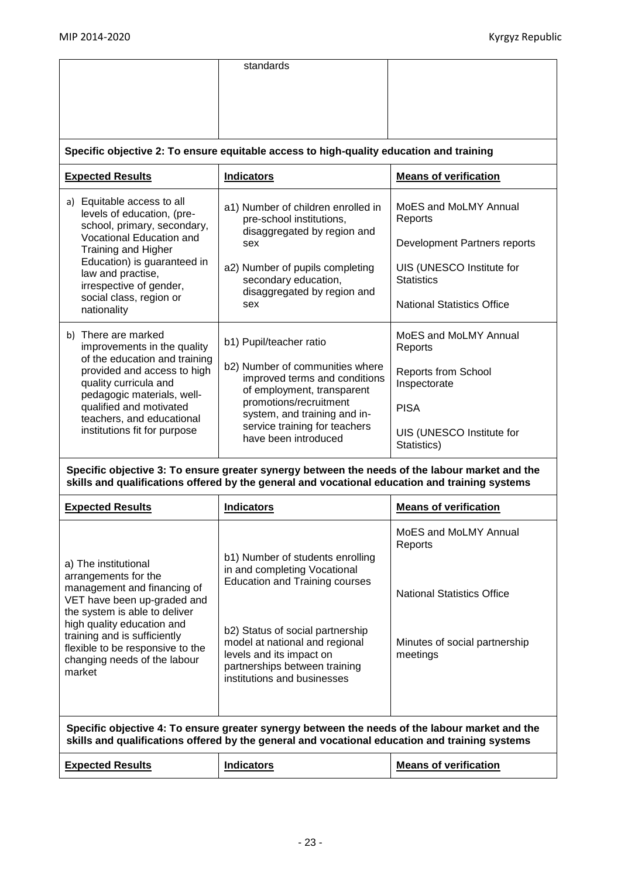| | standards | |
|---|---|---|

**Specific objective 2: To ensure equitable access to high-quality education and training**

| **Expected Results** | **Indicators** | **Means of verification** |
|---|---|---|
| a) Equitable access to all levels of education, (pre-school, primary, secondary, Vocational Education and Training and Higher Education) is guaranteed in law and practise, irrespective of gender, social class, region or nationality | a1) Number of children enrolled in pre-school institutions, disaggregated by region and sex<br><br>a2) Number of pupils completing secondary education, disaggregated by region and sex | MoES and MoLMY Annual Reports<br><br>Development Partners reports<br><br>UIS (UNESCO Institute for Statistics<br><br>National Statistics Office |
| b) There are marked improvements in the quality of the education and training provided and access to high quality curricula and pedagogic materials, well-qualified and motivated teachers, and educational institutions fit for purpose | b1) Pupil/teacher ratio<br><br>b2) Number of communities where improved terms and conditions of employment, transparent promotions/recruitment system, and training and in-service training for teachers have been introduced | MoES and MoLMY Annual Reports<br><br>Reports from School Inspectorate<br><br>PISA<br><br>UIS (UNESCO Institute for Statistics) |

**Specific objective 3: To ensure greater synergy between the needs of the labour market and the skills and qualifications offered by the general and vocational education and training systems**

| **Expected Results** | **Indicators** | **Means of verification** |
|---|---|---|
| a) The institutional arrangements for the management and financing of VET have been up-graded and the system is able to deliver high quality education and training and is sufficiently flexible to be responsive to the changing needs of the labour market | b1) Number of students enrolling in and completing Vocational Education and Training courses<br><br>b2) Status of social partnership model at national and regional levels and its impact on partnerships between training institutions and businesses | MoES and MoLMY Annual Reports<br><br>National Statistics Office<br><br>Minutes of social partnership meetings |

**Specific objective 4: To ensure greater synergy between the needs of the labour market and the skills and qualifications offered by the general and vocational education and training systems**

| **Expected Results** | **Indicators** | **Means of verification** |
|---|---|---|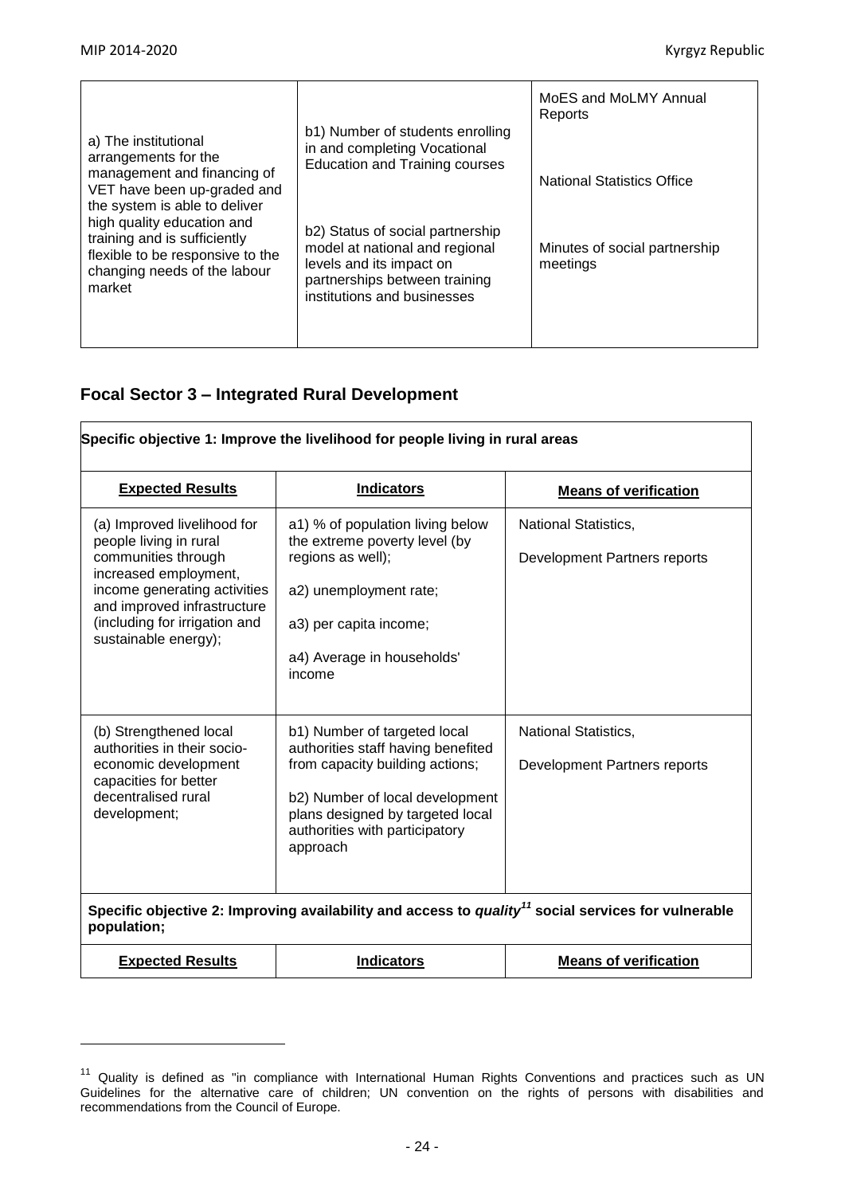| | | |
|---|---|---|
| a) The institutional arrangements for the management and financing of VET have been up-graded and the system is able to deliver high quality education and training and is sufficiently flexible to be responsive to the changing needs of the labour market | b1) Number of students enrolling in and completing Vocational Education and Training courses<br><br>b2) Status of social partnership model at national and regional levels and its impact on partnerships between training institutions and businesses | MoES and MoLMY Annual Reports<br><br>National Statistics Office<br><br>Minutes of social partnership meetings |

## Focal Sector 3 – Integrated Rural Development

| **Specific objective 1: Improve the livelihood for people living in rural areas** | | |
|---|---|---|
| **Expected Results** | **Indicators** | **Means of verification** |
| (a) Improved livelihood for people living in rural communities through increased employment, income generating activities and improved infrastructure (including for irrigation and sustainable energy); | a1) % of population living below the extreme poverty level (by regions as well);<br><br>a2) unemployment rate;<br><br>a3) per capita income;<br><br>a4) Average in households' income | National Statistics,<br><br>Development Partners reports |
| (b) Strengthened local authorities in their socio-economic development capacities for better decentralised rural development; | b1) Number of targeted local authorities staff having benefited from capacity building actions;<br><br>b2) Number of local development plans designed by targeted local authorities with participatory approach | National Statistics,<br><br>Development Partners reports |
| **Specific objective 2: Improving availability and access to *quality*[11] social services for vulnerable population;** | | |
| **Expected Results** | **Indicators** | **Means of verification** |

[11] Quality is defined as "in compliance with International Human Rights Conventions and practices such as UN Guidelines for the alternative care of children; UN convention on the rights of persons with disabilities and recommendations from the Council of Europe.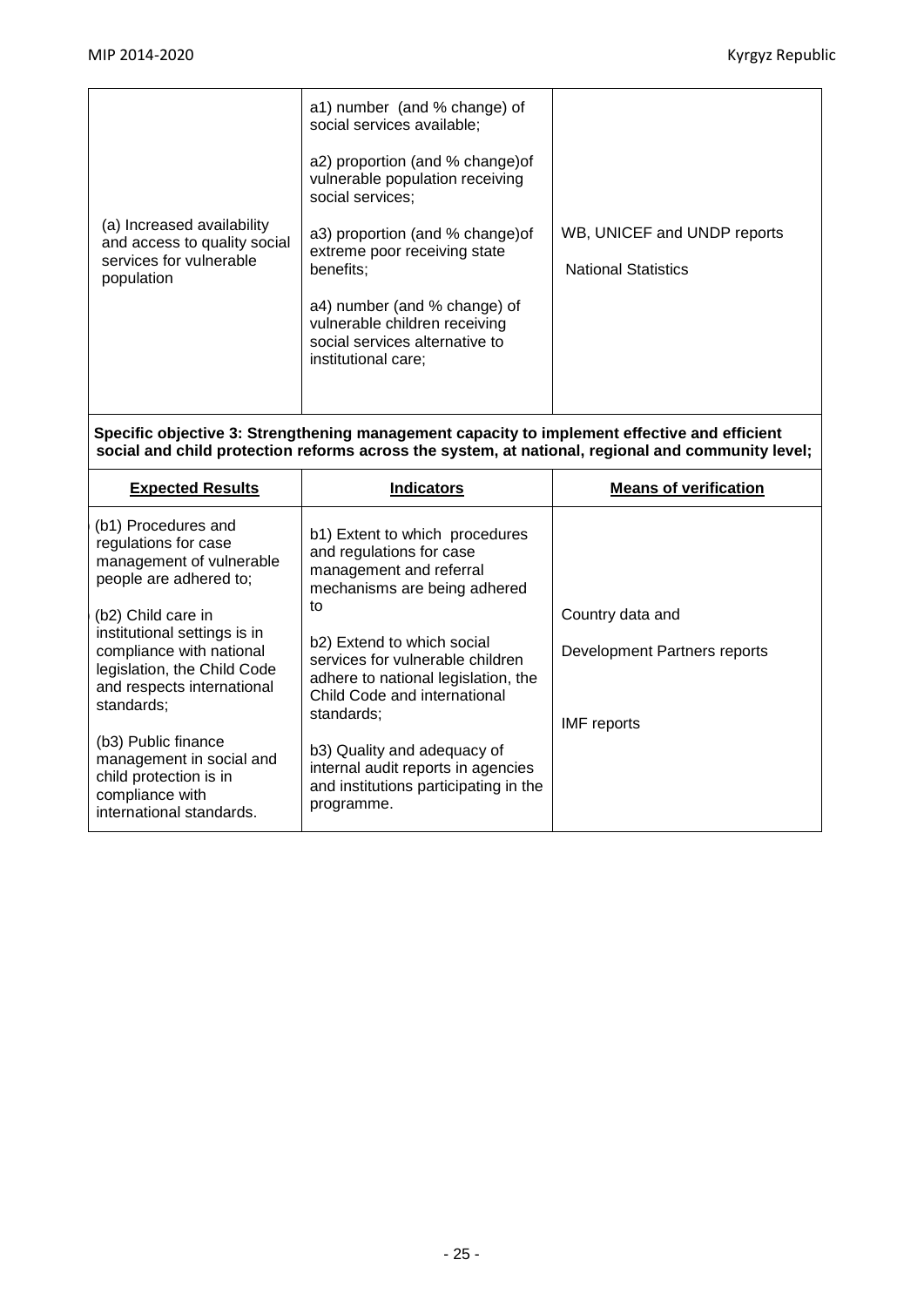| (a) Increased availability and access to quality social services for vulnerable population | a1) number (and % change) of social services available;<br><br>a2) proportion (and % change)of vulnerable population receiving social services;<br><br>a3) proportion (and % change)of extreme poor receiving state benefits;<br><br>a4) number (and % change) of vulnerable children receiving social services alternative to institutional care; | WB, UNICEF and UNDP reports<br><br>National Statistics |
|---|---|---|

**Specific objective 3: Strengthening management capacity to implement effective and efficient social and child protection reforms across the system, at national, regional and community level;**

| Expected Results | Indicators | Means of verification |
|---|---|---|
| (b1) Procedures and regulations for case management of vulnerable people are adhered to;<br><br>(b2) Child care in institutional settings is in compliance with national legislation, the Child Code and respects international standards;<br><br>(b3) Public finance management in social and child protection is in compliance with international standards. | b1) Extent to which procedures and regulations for case management and referral mechanisms are being adhered to<br><br>b2) Extend to which social services for vulnerable children adhere to national legislation, the Child Code and international standards;<br><br>b3) Quality and adequacy of internal audit reports in agencies and institutions participating in the programme. | Country data and<br><br>Development Partners reports<br><br>IMF reports |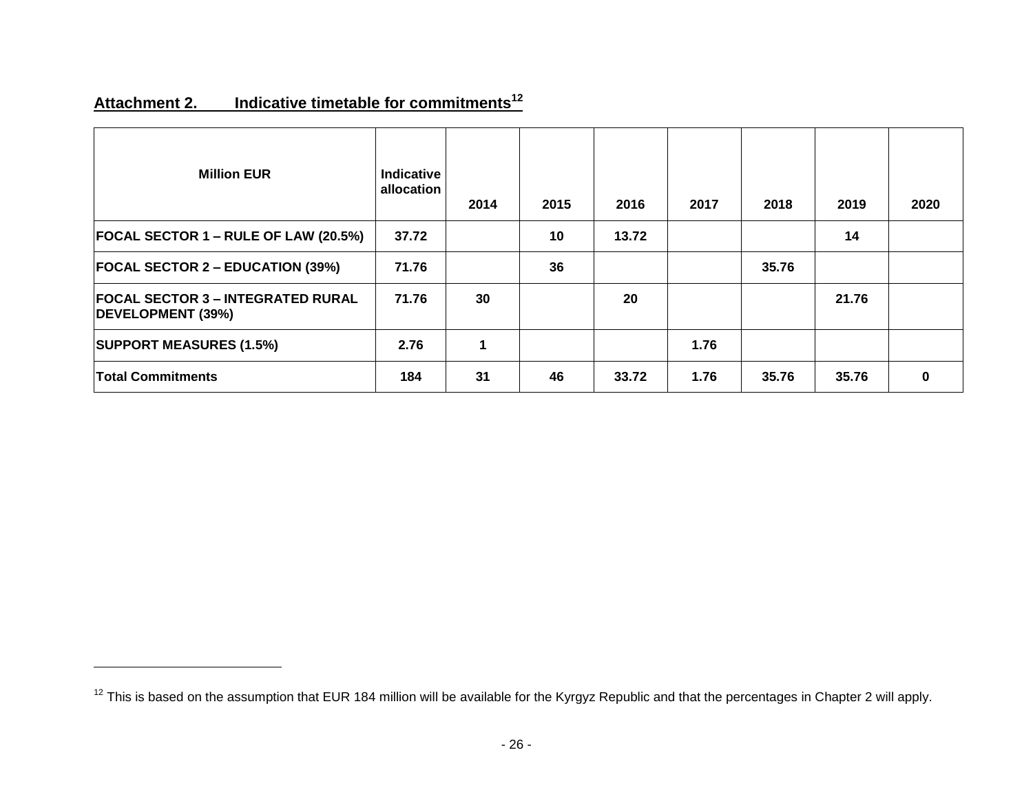## Attachment 2. Indicative timetable for commitments[12]

| Million EUR | Indicative allocation | 2014 | 2015 | 2016 | 2017 | 2018 | 2019 | 2020 |
|---|---|---|---|---|---|---|---|---|
| **FOCAL SECTOR 1 – RULE OF LAW (20.5%)** | **37.72** | | **10** | **13.72** | | | **14** | |
| **FOCAL SECTOR 2 – EDUCATION (39%)** | **71.76** | | **36** | | | **35.76** | | |
| **FOCAL SECTOR 3 – INTEGRATED RURAL DEVELOPMENT (39%)** | **71.76** | **30** | | **20** | | | **21.76** | |
| **SUPPORT MEASURES (1.5%)** | **2.76** | **1** | | | **1.76** | | | |
| **Total Commitments** | **184** | **31** | **46** | **33.72** | **1.76** | **35.76** | **35.76** | **0** |

[12] This is based on the assumption that EUR 184 million will be available for the Kyrgyz Republic and that the percentages in Chapter 2 will apply.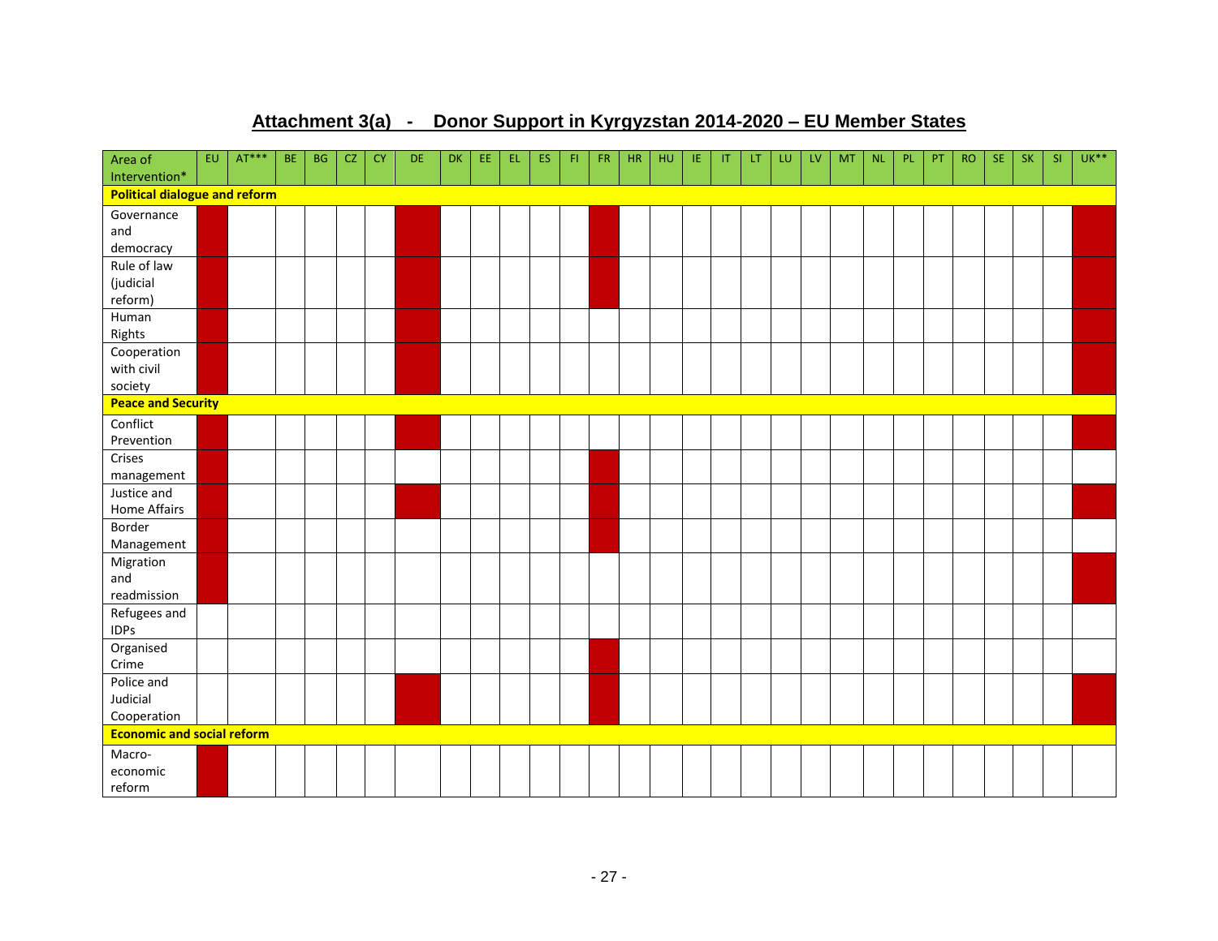# Attachment 3(a) - Donor Support in Kyrgyzstan 2014-2020 – EU Member States

| Area of Intervention* | EU | AT*** | BE | BG | CZ | CY | DE | DK | EE | EL | ES | FI | FR | HR | HU | IE | IT | LT | LU | LV | MT | NL | PL | PT | RO | SE | SK | SI | UK** |
|---|---|---|---|---|---|---|---|---|---|---|---|---|---|---|---|---|---|---|---|---|---|---|---|---|---|---|---|---|---|
| **Political dialogue and reform** | | | | | | | | | | | | | | | | | | | | | | | | | | | | | |
| Governance and democracy | X | | | | | | X | | | | | | X | | | | | | | | | | | | | | | | X |
| Rule of law (judicial reform) | X | | | | | | X | | | | | | X | | | | | | | | | | | | | | | | X |
| Human Rights | X | | | | | | X | | | | | | | | | | | | | | | | | | | | | | X |
| Cooperation with civil society | X | | | | | | X | | | | | | | | | | | | | | | | | | | | | | X |
| **Peace and Security** | | | | | | | | | | | | | | | | | | | | | | | | | | | | | |
| Conflict Prevention | X | | | | | | X | | | | | | | | | | | | | | | | | | | | | | X |
| Crises management | X | | | | | | | | | | | | X | | | | | | | | | | | | | | | | |
| Justice and Home Affairs | X | | | | | | X | | | | | | X | | | | | | | | | | | | | | | | X |
| Border Management | X | | | | | | | | | | | | X | | | | | | | | | | | | | | | | |
| Migration and readmission | X | | | | | | | | | | | | | | | | | | | | | | | | | | | | X |
| Refugees and IDPs | | | | | | | | | | | | | | | | | | | | | | | | | | | | | |
| Organised Crime | | | | | | | | | | | | | X | | | | | | | | | | | | | | | | |
| Police and Judicial Cooperation | | | | | | | X | | | | | | X | | | | | | | | | | | | | | | | X |
| **Economic and social reform** | | | | | | | | | | | | | | | | | | | | | | | | | | | | | |
| Macro-economic reform | X | | | | | | | | | | | | | | | | | | | | | | | | | | | | |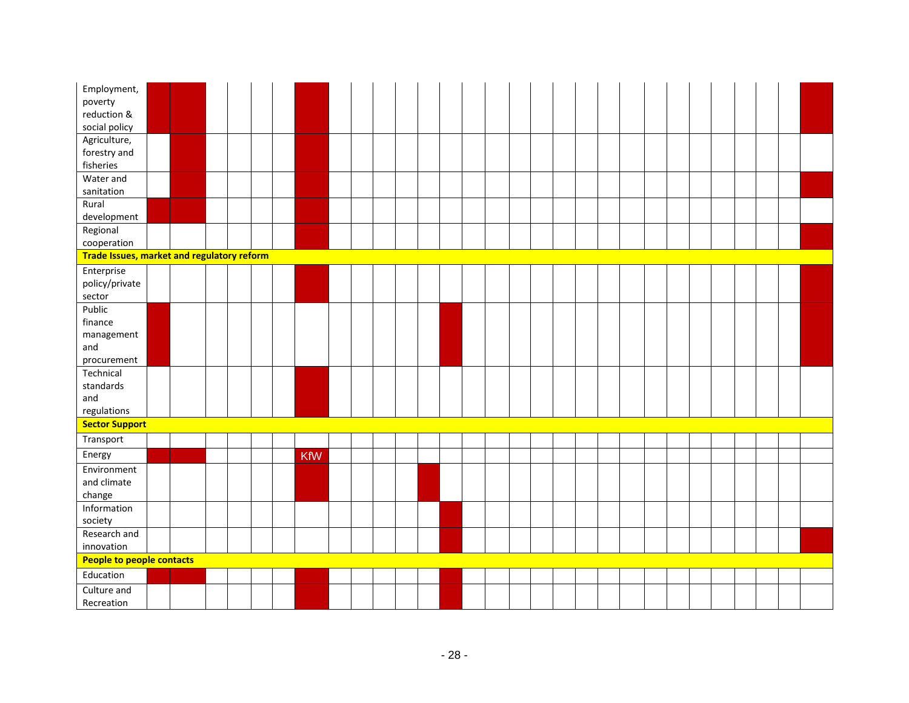| | | | | | | | | | | | | | | | | | | | | | | | | | | | | | |
|---|---|---|---|---|---|---|---|---|---|---|---|---|---|---|---|---|---|---|---|---|---|---|---|---|---|---|---|---|---|
| Employment, poverty reduction & social policy | X | X | | | | | X | | | | | | | | | | | | | | | | | | | | | | X |
| Agriculture, forestry and fisheries | | X | | | | | X | | | | | | | | | | | | | | | | | | | | | | |
| Water and sanitation | | X | | | | | X | | | | | | | | | | | | | | | | | | | | | | X |
| Rural development | X | X | | | | | X | | | | | | | | | | | | | | | | | | | | | | |
| Regional cooperation | | | | | | | X | | | | | | | | | | | | | | | | | | | | | | X |
| **Trade Issues, market and regulatory reform** | | | | | | | | | | | | | | | | | | | | | | | | | | | | | |
| Enterprise policy/private sector | | | | | | | X | | | | | | | | | | | | | | | | | | | | | | X |
| Public finance management and procurement | X | | | | | | | | | | | | X | | | | | | | | | | | | | | | | X |
| Technical standards and regulations | | | | | | | X | | | | | | | | | | | | | | | | | | | | | | |
| **Sector Support** | | | | | | | | | | | | | | | | | | | | | | | | | | | | | |
| Transport | | | | | | | | | | | | | | | | | | | | | | | | | | | | | |
| Energy | X | X | | | | | KfW | | | | | | | | | | | | | | | | | | | | | | |
| Environment and climate change | | | | | | | X | | | | | X | | | | | | | | | | | | | | | | | |
| Information society | | | | | | | | | | | | | X | | | | | | | | | | | | | | | | |
| Research and innovation | | | | | | | | | | | | | X | | | | | | | | | | | | | | | | X |
| **People to people contacts** | | | | | | | | | | | | | | | | | | | | | | | | | | | | | |
| Education | X | X | | | | | X | | | | | | X | | | | | | | | | | | | | | | | |
| Culture and Recreation | | | | | | | X | | | | | | X | | | | | | | | | | | | | | | | |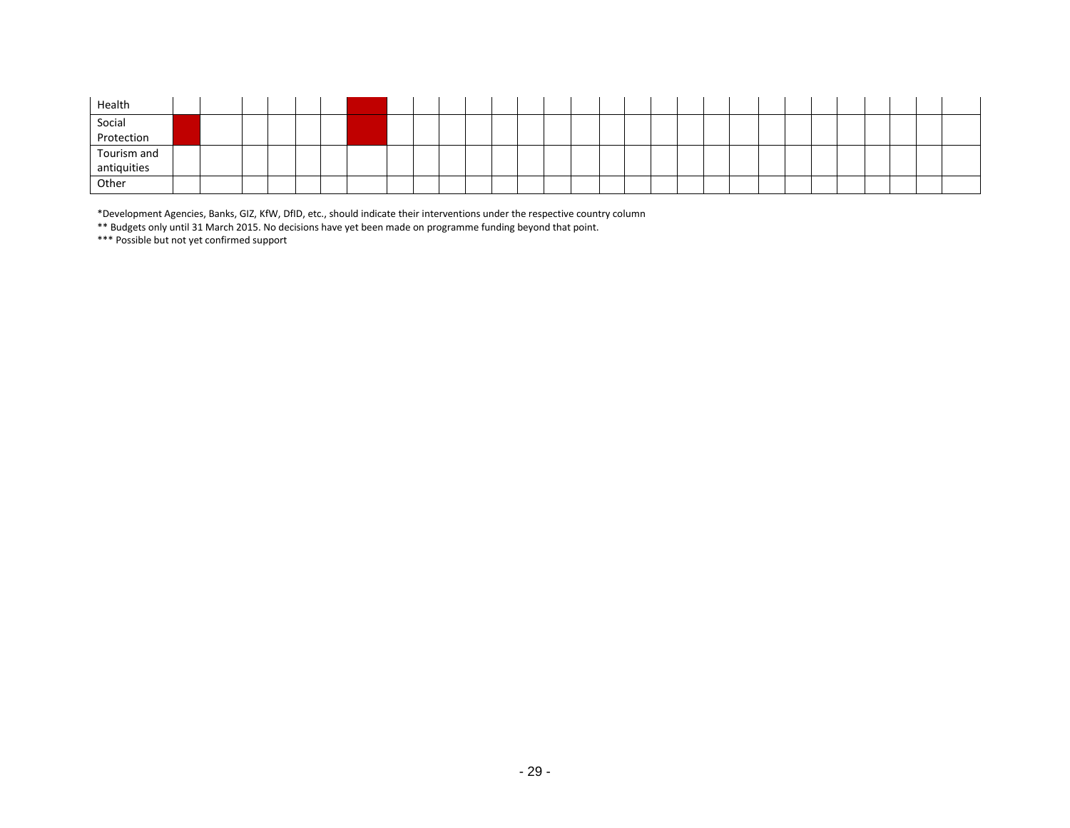| Health | | | | | | | ■ | | | | | | | | | | | | | | | | | | | | | | |
|---|---|---|---|---|---|---|---|---|---|---|---|---|---|---|---|---|---|---|---|---|---|---|---|---|---|---|---|---|---|
| Social Protection | ■ | | | | | | ■ | | | | | | | | | | | | | | | | | | | | | | |
| Tourism and antiquities | | | | | | | | | | | | | | | | | | | | | | | | | | | | | |
| Other | | | | | | | | | | | | | | | | | | | | | | | | | | | | | |

*Development Agencies, Banks, GIZ, KfW, DfID, etc., should indicate their interventions under the respective country column

** Budgets only until 31 March 2015. No decisions have yet been made on programme funding beyond that point.

*** Possible but not yet confirmed support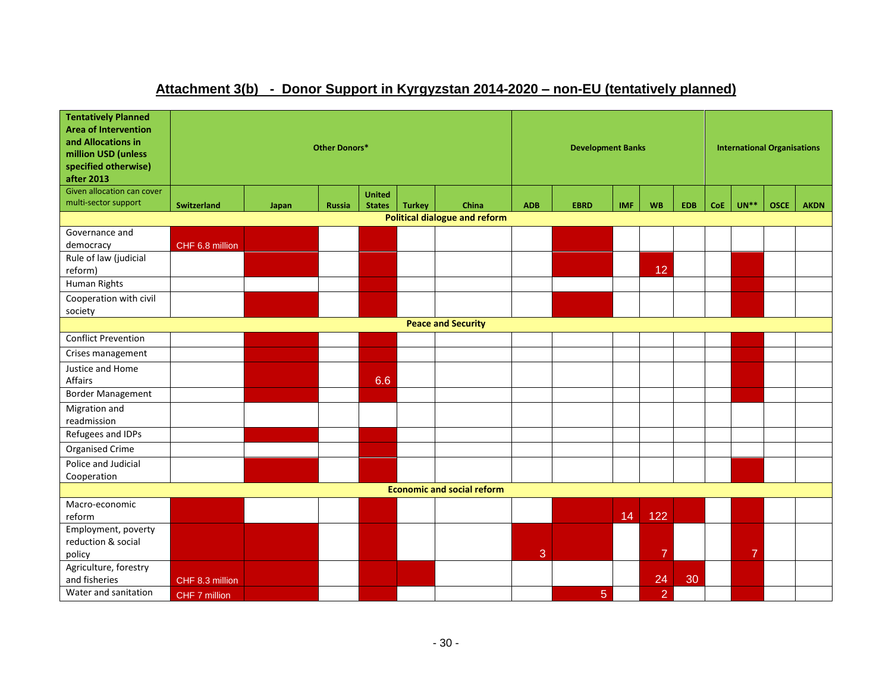# Attachment 3(b) - Donor Support in Kyrgyzstan 2014-2020 – non-EU (tentatively planned)

| Tentatively Planned Area of Intervention and Allocations in million USD (unless specified otherwise) after 2013 | Other Donors* | | | | | | Development Banks | | | | | International Organisations | | | |
|---|---|---|---|---|---|---|---|---|---|---|---|---|---|---|---|
| Given allocation can cover multi-sector support | Switzerland | Japan | Russia | United States | Turkey | China | ADB | EBRD | IMF | WB | EDB | CoE | UN** | OSCE | AKDN |
| **Political dialogue and reform** | | | | | | | | | | | | | | | |
| Governance and democracy | CHF 6.8 million | ■ | | ■ | | | | ■ | | | | | | | |
| Rule of law (judicial reform) | | ■ | | ■ | | | | ■ | | 12 | | | ■ | | |
| Human Rights | | | | ■ | | | | | | | | | ■ | | |
| Cooperation with civil society | | ■ | | ■ | | | | ■ | | | | | ■ | | |
| **Peace and Security** | | | | | | | | | | | | | | | |
| Conflict Prevention | | ■ | | ■ | | | | | | | | | ■ | | |
| Crises management | | ■ | | ■ | | | | | | | | | ■ | | |
| Justice and Home Affairs | | ■ | | 6.6 | | | | | | | | | ■ | | |
| Border Management | | ■ | | ■ | | | | | | | | | ■ | | |
| Migration and readmission | | | | | | | | | | | | | | | |
| Refugees and IDPs | | ■ | | ■ | | | | | | | | | | | |
| Organised Crime | | | | ■ | | | | | | | | | | | |
| Police and Judicial Cooperation | | ■ | | ■ | | | | | | | | | ■ | | |
| **Economic and social reform** | | | | | | | | | | | | | | | |
| Macro-economic reform | ■ | | | ■ | | | | ■ | 14 | 122 | ■ | | ■ | | |
| Employment, poverty reduction & social policy | ■ | ■ | | ■ | | | 3 | ■ | | 7 | | | 7 | | |
| Agriculture, forestry and fisheries | CHF 8.3 million | ■ | | ■ | ■ | | | | | 24 | 30 | | ■ | | |
| Water and sanitation | CHF 7 million | ■ | | ■ | | | | 5 | | 2 | | | ■ | | |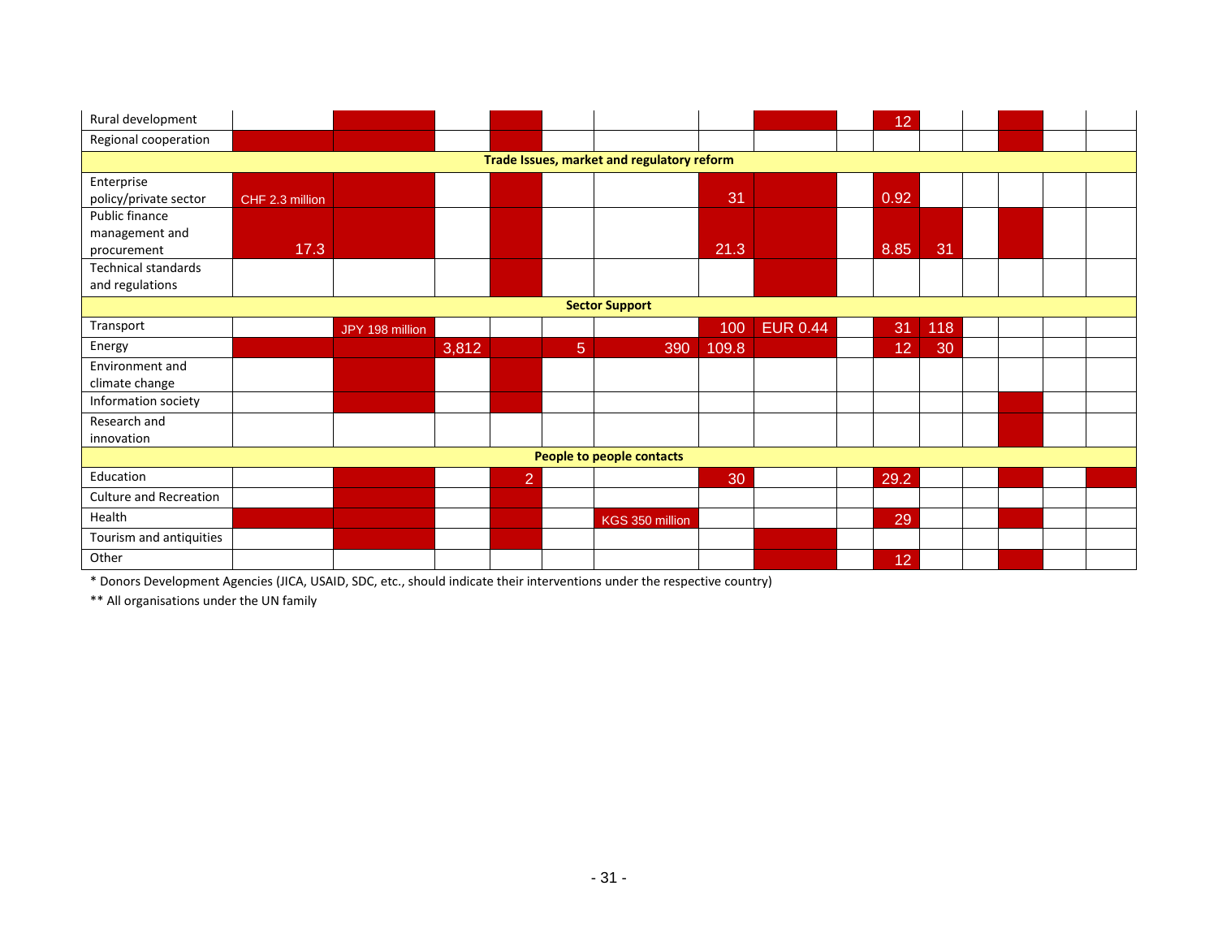| | | | | | | | | | | | | | | | |
|---|---|---|---|---|---|---|---|---|---|---|---|---|---|---|---|
| Rural development | | | | | | | | | | 12 | | | | | |
| Regional cooperation | | | | | | | | | | | | | | | |
| **Trade Issues, market and regulatory reform** | | | | | | | | | | | | | | | |
| Enterprise policy/private sector | CHF 2.3 million | | | | | | 31 | | | 0.92 | | | | | |
| Public finance management and procurement | 17.3 | | | | | | 21.3 | | | 8.85 | 31 | | | | |
| Technical standards and regulations | | | | | | | | | | | | | | | |
| **Sector Support** | | | | | | | | | | | | | | | |
| Transport | | JPY 198 million | | | | | 100 | EUR 0.44 | | 31 | 118 | | | | |
| Energy | | | 3,812 | | 5 | 390 | 109.8 | | | 12 | 30 | | | | |
| Environment and climate change | | | | | | | | | | | | | | | |
| Information society | | | | | | | | | | | | | | | |
| Research and innovation | | | | | | | | | | | | | | | |
| **People to people contacts** | | | | | | | | | | | | | | | |
| Education | | | | 2 | | | 30 | | | 29.2 | | | | | |
| Culture and Recreation | | | | | | | | | | | | | | | |
| Health | | | | | | KGS 350 million | | | | 29 | | | | | |
| Tourism and antiquities | | | | | | | | | | | | | | | |
| Other | | | | | | | | | | 12 | | | | | |

* Donors Development Agencies (JICA, USAID, SDC, etc., should indicate their interventions under the respective country)

** All organisations under the UN family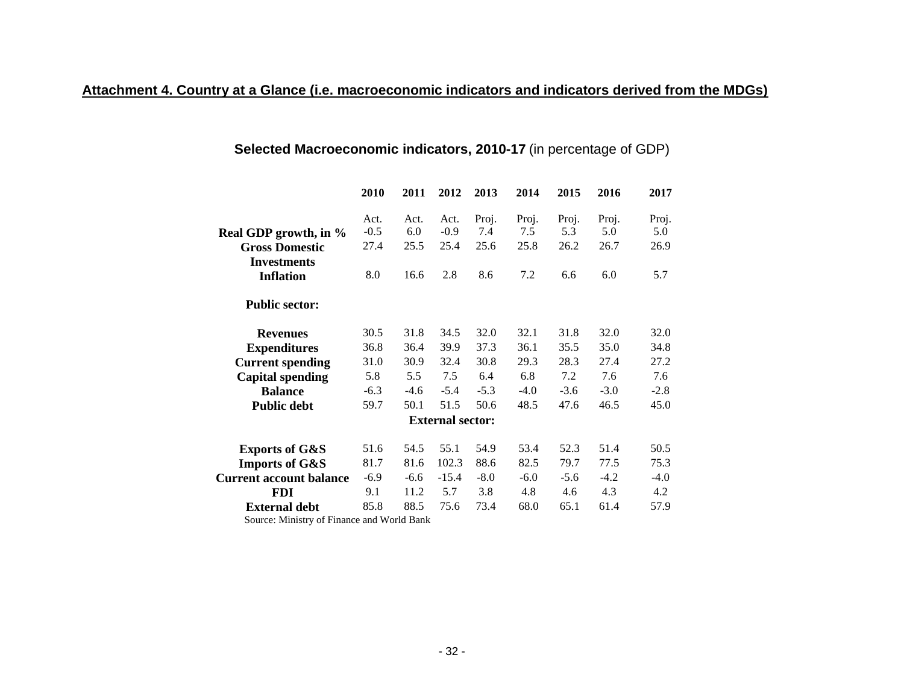## Attachment 4. Country at a Glance (i.e. macroeconomic indicators and indicators derived from the MDGs)

### Selected Macroeconomic indicators, 2010-17 (in percentage of GDP)

| | 2010 | 2011 | 2012 | 2013 | 2014 | 2015 | 2016 | 2017 |
|---|---|---|---|---|---|---|---|---|
| | Act. | Act. | Act. | Proj. | Proj. | Proj. | Proj. | Proj. |
| **Real GDP growth, in %** | -0.5 | 6.0 | -0.9 | 7.4 | 7.5 | 5.3 | 5.0 | 5.0 |
| **Gross Domestic Investments** | 27.4 | 25.5 | 25.4 | 25.6 | 25.8 | 26.2 | 26.7 | 26.9 |
| **Inflation** | 8.0 | 16.6 | 2.8 | 8.6 | 7.2 | 6.6 | 6.0 | 5.7 |
| **Public sector:** | | | | | | | | |
| **Revenues** | 30.5 | 31.8 | 34.5 | 32.0 | 32.1 | 31.8 | 32.0 | 32.0 |
| **Expenditures** | 36.8 | 36.4 | 39.9 | 37.3 | 36.1 | 35.5 | 35.0 | 34.8 |
| **Current spending** | 31.0 | 30.9 | 32.4 | 30.8 | 29.3 | 28.3 | 27.4 | 27.2 |
| **Capital spending** | 5.8 | 5.5 | 7.5 | 6.4 | 6.8 | 7.2 | 7.6 | 7.6 |
| **Balance** | -6.3 | -4.6 | -5.4 | -5.3 | -4.0 | -3.6 | -3.0 | -2.8 |
| **Public debt** | 59.7 | 50.1 | 51.5 | 50.6 | 48.5 | 47.6 | 46.5 | 45.0 |
| **External sector:** | | | | | | | | |
| **Exports of G&S** | 51.6 | 54.5 | 55.1 | 54.9 | 53.4 | 52.3 | 51.4 | 50.5 |
| **Imports of G&S** | 81.7 | 81.6 | 102.3 | 88.6 | 82.5 | 79.7 | 77.5 | 75.3 |
| **Current account balance** | -6.9 | -6.6 | -15.4 | -8.0 | -6.0 | -5.6 | -4.2 | -4.0 |
| **FDI** | 9.1 | 11.2 | 5.7 | 3.8 | 4.8 | 4.6 | 4.3 | 4.2 |
| **External debt** | 85.8 | 88.5 | 75.6 | 73.4 | 68.0 | 65.1 | 61.4 | 57.9 |

Source: Ministry of Finance and World Bank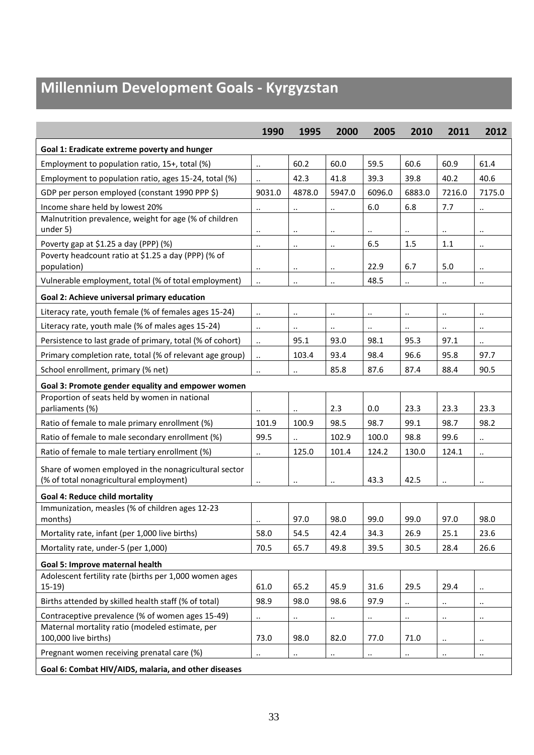# Millennium Development Goals - Kyrgyzstan

| | 1990 | 1995 | 2000 | 2005 | 2010 | 2011 | 2012 |
|---|---|---|---|---|---|---|---|
| **Goal 1: Eradicate extreme poverty and hunger** | | | | | | | |
| Employment to population ratio, 15+, total (%) | .. | 60.2 | 60.0 | 59.5 | 60.6 | 60.9 | 61.4 |
| Employment to population ratio, ages 15-24, total (%) | .. | 42.3 | 41.8 | 39.3 | 39.8 | 40.2 | 40.6 |
| GDP per person employed (constant 1990 PPP $) | 9031.0 | 4878.0 | 5947.0 | 6096.0 | 6883.0 | 7216.0 | 7175.0 |
| Income share held by lowest 20% | .. | .. | .. | 6.0 | 6.8 | 7.7 | .. |
| Malnutrition prevalence, weight for age (% of children under 5) | .. | .. | .. | .. | .. | .. | .. |
| Poverty gap at $1.25 a day (PPP) (%) | .. | .. | .. | 6.5 | 1.5 | 1.1 | .. |
| Poverty headcount ratio at $1.25 a day (PPP) (% of population) | .. | .. | .. | 22.9 | 6.7 | 5.0 | .. |
| Vulnerable employment, total (% of total employment) | .. | .. | .. | 48.5 | .. | .. | .. |
| **Goal 2: Achieve universal primary education** | | | | | | | |
| Literacy rate, youth female (% of females ages 15-24) | .. | .. | .. | .. | .. | .. | .. |
| Literacy rate, youth male (% of males ages 15-24) | .. | .. | .. | .. | .. | .. | .. |
| Persistence to last grade of primary, total (% of cohort) | .. | 95.1 | 93.0 | 98.1 | 95.3 | 97.1 | .. |
| Primary completion rate, total (% of relevant age group) | .. | 103.4 | 93.4 | 98.4 | 96.6 | 95.8 | 97.7 |
| School enrollment, primary (% net) | .. | .. | 85.8 | 87.6 | 87.4 | 88.4 | 90.5 |
| **Goal 3: Promote gender equality and empower women** | | | | | | | |
| Proportion of seats held by women in national parliaments (%) | .. | .. | 2.3 | 0.0 | 23.3 | 23.3 | 23.3 |
| Ratio of female to male primary enrollment (%) | 101.9 | 100.9 | 98.5 | 98.7 | 99.1 | 98.7 | 98.2 |
| Ratio of female to male secondary enrollment (%) | 99.5 | .. | 102.9 | 100.0 | 98.8 | 99.6 | .. |
| Ratio of female to male tertiary enrollment (%) | .. | 125.0 | 101.4 | 124.2 | 130.0 | 124.1 | .. |
| Share of women employed in the nonagricultural sector (% of total nonagricultural employment) | .. | .. | .. | 43.3 | 42.5 | .. | .. |
| **Goal 4: Reduce child mortality** | | | | | | | |
| Immunization, measles (% of children ages 12-23 months) | .. | 97.0 | 98.0 | 99.0 | 99.0 | 97.0 | 98.0 |
| Mortality rate, infant (per 1,000 live births) | 58.0 | 54.5 | 42.4 | 34.3 | 26.9 | 25.1 | 23.6 |
| Mortality rate, under-5 (per 1,000) | 70.5 | 65.7 | 49.8 | 39.5 | 30.5 | 28.4 | 26.6 |
| **Goal 5: Improve maternal health** | | | | | | | |
| Adolescent fertility rate (births per 1,000 women ages 15-19) | 61.0 | 65.2 | 45.9 | 31.6 | 29.5 | 29.4 | .. |
| Births attended by skilled health staff (% of total) | 98.9 | 98.0 | 98.6 | 97.9 | .. | .. | .. |
| Contraceptive prevalence (% of women ages 15-49) | .. | .. | .. | .. | .. | .. | .. |
| Maternal mortality ratio (modeled estimate, per 100,000 live births) | 73.0 | 98.0 | 82.0 | 77.0 | 71.0 | .. | .. |
| Pregnant women receiving prenatal care (%) | .. | .. | .. | .. | .. | .. | .. |
| **Goal 6: Combat HIV/AIDS, malaria, and other diseases** | | | | | | | |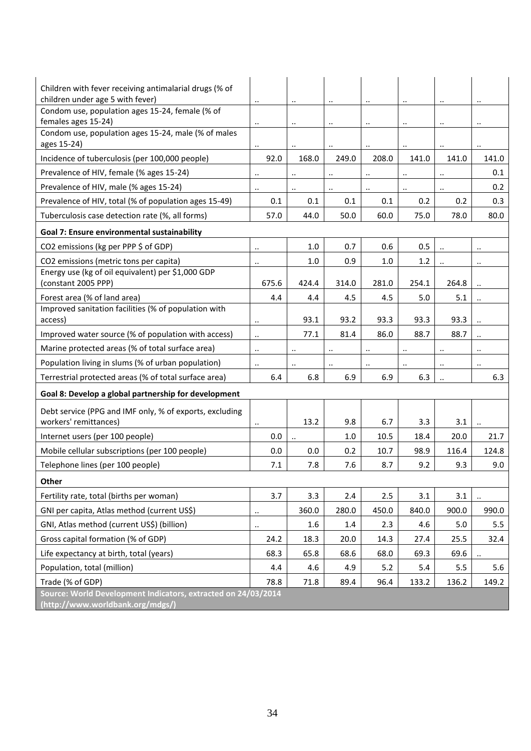| | | | | | | | |
|---|---|---|---|---|---|---|---|
| Children with fever receiving antimalarial drugs (% of children under age 5 with fever) | .. | .. | .. | .. | .. | .. | .. |
| Condom use, population ages 15-24, female (% of females ages 15-24) | .. | .. | .. | .. | .. | .. | .. |
| Condom use, population ages 15-24, male (% of males ages 15-24) | .. | .. | .. | .. | .. | .. | .. |
| Incidence of tuberculosis (per 100,000 people) | 92.0 | 168.0 | 249.0 | 208.0 | 141.0 | 141.0 | 141.0 |
| Prevalence of HIV, female (% ages 15-24) | .. | .. | .. | .. | .. | .. | 0.1 |
| Prevalence of HIV, male (% ages 15-24) | .. | .. | .. | .. | .. | .. | 0.2 |
| Prevalence of HIV, total (% of population ages 15-49) | 0.1 | 0.1 | 0.1 | 0.1 | 0.2 | 0.2 | 0.3 |
| Tuberculosis case detection rate (%, all forms) | 57.0 | 44.0 | 50.0 | 60.0 | 75.0 | 78.0 | 80.0 |
| **Goal 7: Ensure environmental sustainability** | | | | | | | |
| CO2 emissions (kg per PPP $ of GDP) | .. | 1.0 | 0.7 | 0.6 | 0.5 | .. | .. |
| CO2 emissions (metric tons per capita) | .. | 1.0 | 0.9 | 1.0 | 1.2 | .. | .. |
| Energy use (kg of oil equivalent) per $1,000 GDP (constant 2005 PPP) | 675.6 | 424.4 | 314.0 | 281.0 | 254.1 | 264.8 | .. |
| Forest area (% of land area) | 4.4 | 4.4 | 4.5 | 4.5 | 5.0 | 5.1 | .. |
| Improved sanitation facilities (% of population with access) | .. | 93.1 | 93.2 | 93.3 | 93.3 | 93.3 | .. |
| Improved water source (% of population with access) | .. | 77.1 | 81.4 | 86.0 | 88.7 | 88.7 | .. |
| Marine protected areas (% of total surface area) | .. | .. | .. | .. | .. | .. | .. |
| Population living in slums (% of urban population) | .. | .. | .. | .. | .. | .. | .. |
| Terrestrial protected areas (% of total surface area) | 6.4 | 6.8 | 6.9 | 6.9 | 6.3 | .. | 6.3 |
| **Goal 8: Develop a global partnership for development** | | | | | | | |
| Debt service (PPG and IMF only, % of exports, excluding workers' remittances) | .. | 13.2 | 9.8 | 6.7 | 3.3 | 3.1 | .. |
| Internet users (per 100 people) | 0.0 | .. | 1.0 | 10.5 | 18.4 | 20.0 | 21.7 |
| Mobile cellular subscriptions (per 100 people) | 0.0 | 0.0 | 0.2 | 10.7 | 98.9 | 116.4 | 124.8 |
| Telephone lines (per 100 people) | 7.1 | 7.8 | 7.6 | 8.7 | 9.2 | 9.3 | 9.0 |
| **Other** | | | | | | | |
| Fertility rate, total (births per woman) | 3.7 | 3.3 | 2.4 | 2.5 | 3.1 | 3.1 | .. |
| GNI per capita, Atlas method (current US$) | .. | 360.0 | 280.0 | 450.0 | 840.0 | 900.0 | 990.0 |
| GNI, Atlas method (current US$) (billion) | .. | 1.6 | 1.4 | 2.3 | 4.6 | 5.0 | 5.5 |
| Gross capital formation (% of GDP) | 24.2 | 18.3 | 20.0 | 14.3 | 27.4 | 25.5 | 32.4 |
| Life expectancy at birth, total (years) | 68.3 | 65.8 | 68.6 | 68.0 | 69.3 | 69.6 | .. |
| Population, total (million) | 4.4 | 4.6 | 4.9 | 5.2 | 5.4 | 5.5 | 5.6 |
| Trade (% of GDP) | 78.8 | 71.8 | 89.4 | 96.4 | 133.2 | 136.2 | 149.2 |

**Source: World Development Indicators, extracted on 24/03/2014 (http://www.worldbank.org/mdgs/)**